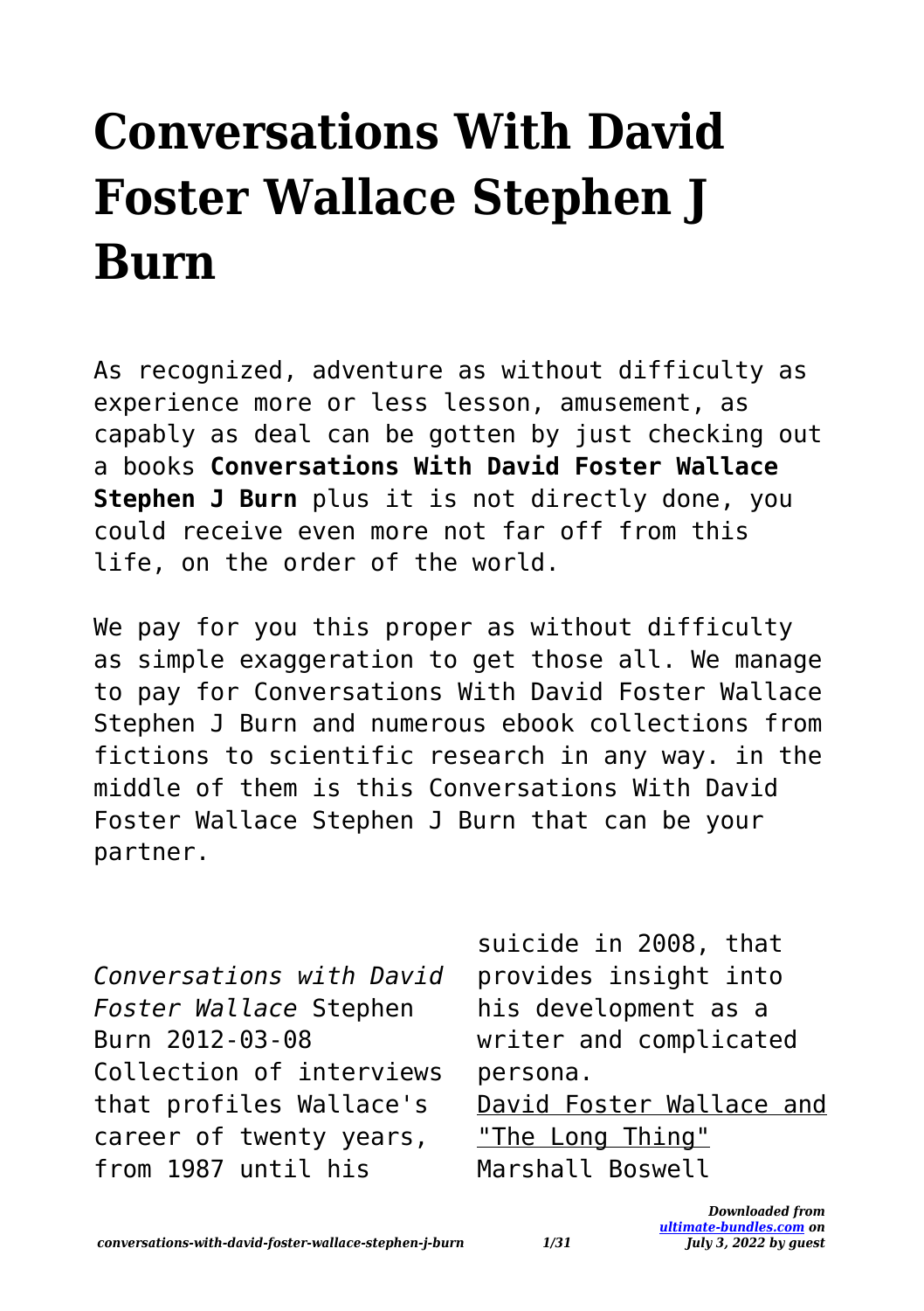# Conversations With David Foster Wallace Stephen J Burn

As recognized, adventure as without difficulty as experience more or less lesson, amusement, as capably as deal can be gotten by just checking out a books **Conversations With David Foster Wallace Stephen J Burn** plus it is not directly done, you could receive even more not far off from this life, on the order of the world.

We pay for you this proper as without difficulty as simple exaggeration to get those all. We manage to pay for Conversations With David Foster Wallace Stephen J Burn and numerous ebook collections from fictions to scientific research in any way. in the middle of them is this Conversations With David Foster Wallace Stephen J Burn that can be your partner.

*Conversations with David Foster Wallace* Stephen Burn 2012-03-08 Collection of interviews that profiles Wallace's career of twenty years, from 1987 until his suicide in 2008, that provides insight into his development as a writer and complicated persona.

David Foster Wallace and "The Long Thing" Marshall Boswell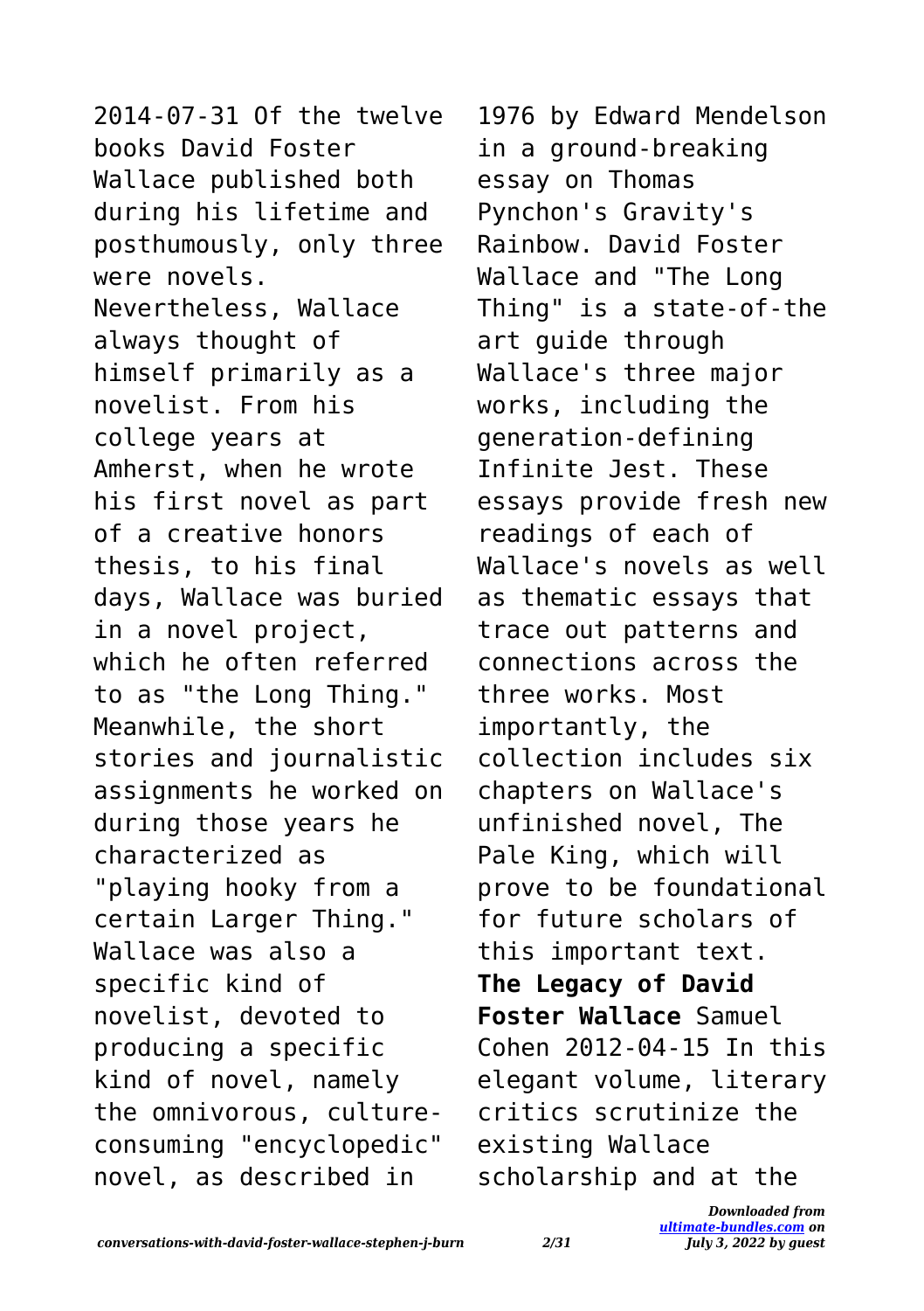2014-07-31 Of the twelve books David Foster Wallace published both during his lifetime and posthumously, only three were novels. Nevertheless, Wallace always thought of himself primarily as a novelist. From his college years at Amherst, when he wrote his first novel as part of a creative honors thesis, to his final days, Wallace was buried in a novel project, which he often referred to as "the Long Thing." Meanwhile, the short stories and journalistic assignments he worked on during those years he characterized as "playing hooky from a certain Larger Thing." Wallace was also a specific kind of novelist, devoted to producing a specific kind of novel, namely the omnivorous, culture-consuming "encyclopedic" novel, as described in 1976 by Edward Mendelson in a ground-breaking essay on Thomas Pynchon's Gravity's Rainbow. David Foster Wallace and "The Long Thing" is a state-of-the art guide through Wallace's three major works, including the generation-defining Infinite Jest. These essays provide fresh new readings of each of Wallace's novels as well as thematic essays that trace out patterns and connections across the three works. Most importantly, the collection includes six chapters on Wallace's unfinished novel, The Pale King, which will prove to be foundational for future scholars of this important text.

**The Legacy of David Foster Wallace** Samuel Cohen 2012-04-15 In this elegant volume, literary critics scrutinize the existing Wallace scholarship and at the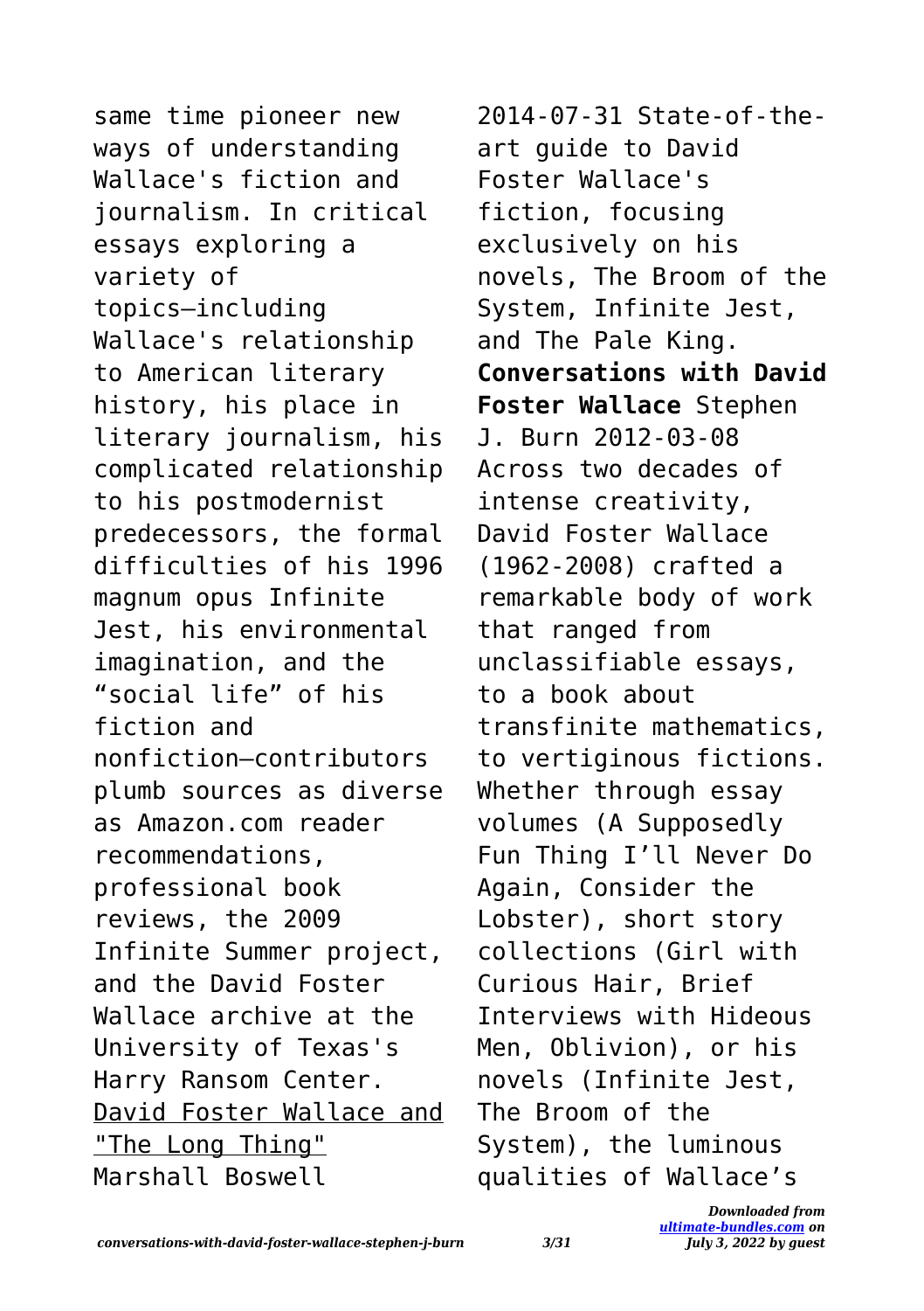same time pioneer new ways of understanding Wallace's fiction and journalism. In critical essays exploring a variety of topics—including Wallace's relationship to American literary history, his place in literary journalism, his complicated relationship to his postmodernist predecessors, the formal difficulties of his 1996 magnum opus Infinite Jest, his environmental imagination, and the "social life" of his fiction and nonfiction—contributors plumb sources as diverse as Amazon.com reader recommendations, professional book reviews, the 2009 Infinite Summer project, and the David Foster Wallace archive at the University of Texas's Harry Ransom Center.

David Foster Wallace and "The Long Thing" Marshall Boswell 2014-07-31 State-of-the-art guide to David Foster Wallace's fiction, focusing exclusively on his novels, The Broom of the System, Infinite Jest, and The Pale King.

**Conversations with David Foster Wallace** Stephen J. Burn 2012-03-08 Across two decades of intense creativity, David Foster Wallace (1962-2008) crafted a remarkable body of work that ranged from unclassifiable essays, to a book about transfinite mathematics, to vertiginous fictions. Whether through essay volumes (A Supposedly Fun Thing I'll Never Do Again, Consider the Lobster), short story collections (Girl with Curious Hair, Brief Interviews with Hideous Men, Oblivion), or his novels (Infinite Jest, The Broom of the System), the luminous qualities of Wallace's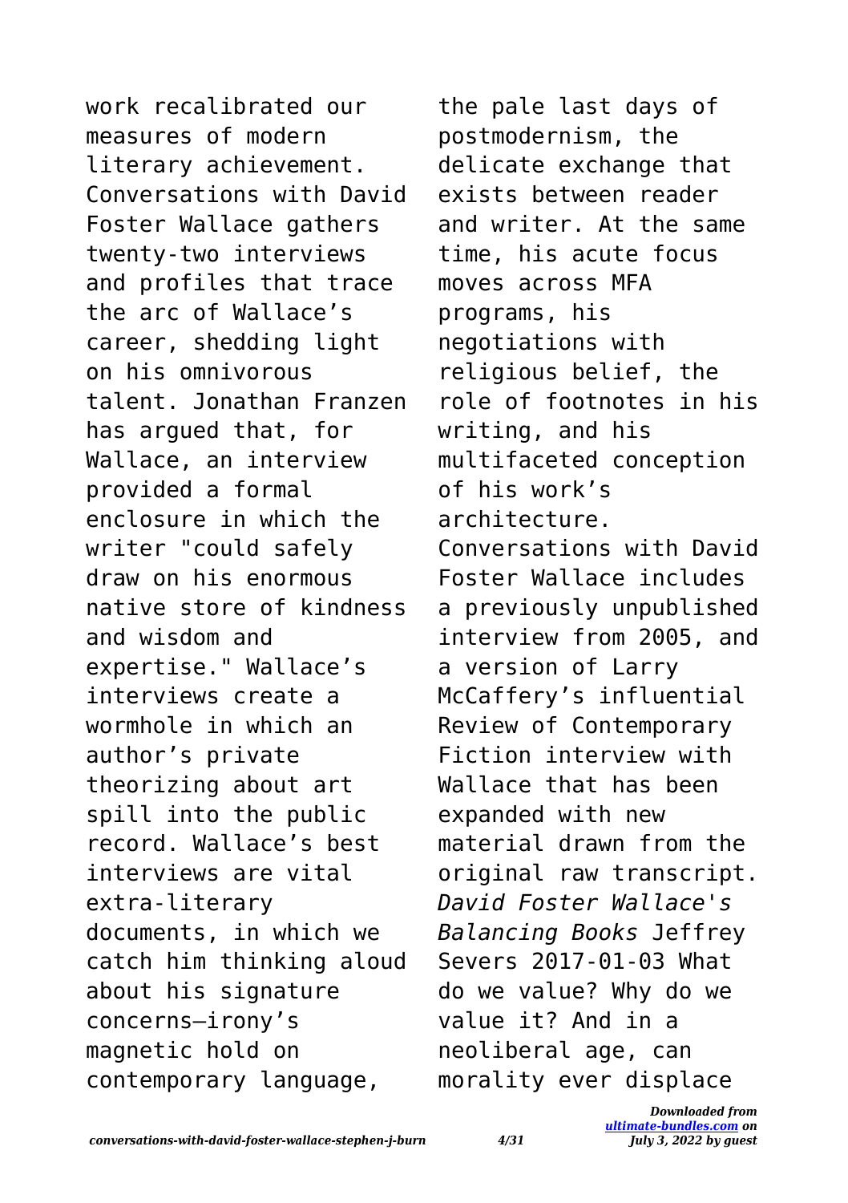work recalibrated our measures of modern literary achievement. Conversations with David Foster Wallace gathers twenty-two interviews and profiles that trace the arc of Wallace's career, shedding light on his omnivorous talent. Jonathan Franzen has argued that, for Wallace, an interview provided a formal enclosure in which the writer "could safely draw on his enormous native store of kindness and wisdom and expertise." Wallace's interviews create a wormhole in which an author's private theorizing about art spill into the public record. Wallace's best interviews are vital extra-literary documents, in which we catch him thinking aloud about his signature concerns—irony's magnetic hold on contemporary language, the pale last days of postmodernism, the delicate exchange that exists between reader and writer. At the same time, his acute focus moves across MFA programs, his negotiations with religious belief, the role of footnotes in his writing, and his multifaceted conception of his work's architecture. Conversations with David Foster Wallace includes a previously unpublished interview from 2005, and a version of Larry McCaffery's influential Review of Contemporary Fiction interview with Wallace that has been expanded with new material drawn from the original raw transcript.

*David Foster Wallace's Balancing Books* Jeffrey Severs 2017-01-03 What do we value? Why do we value it? And in a neoliberal age, can morality ever displace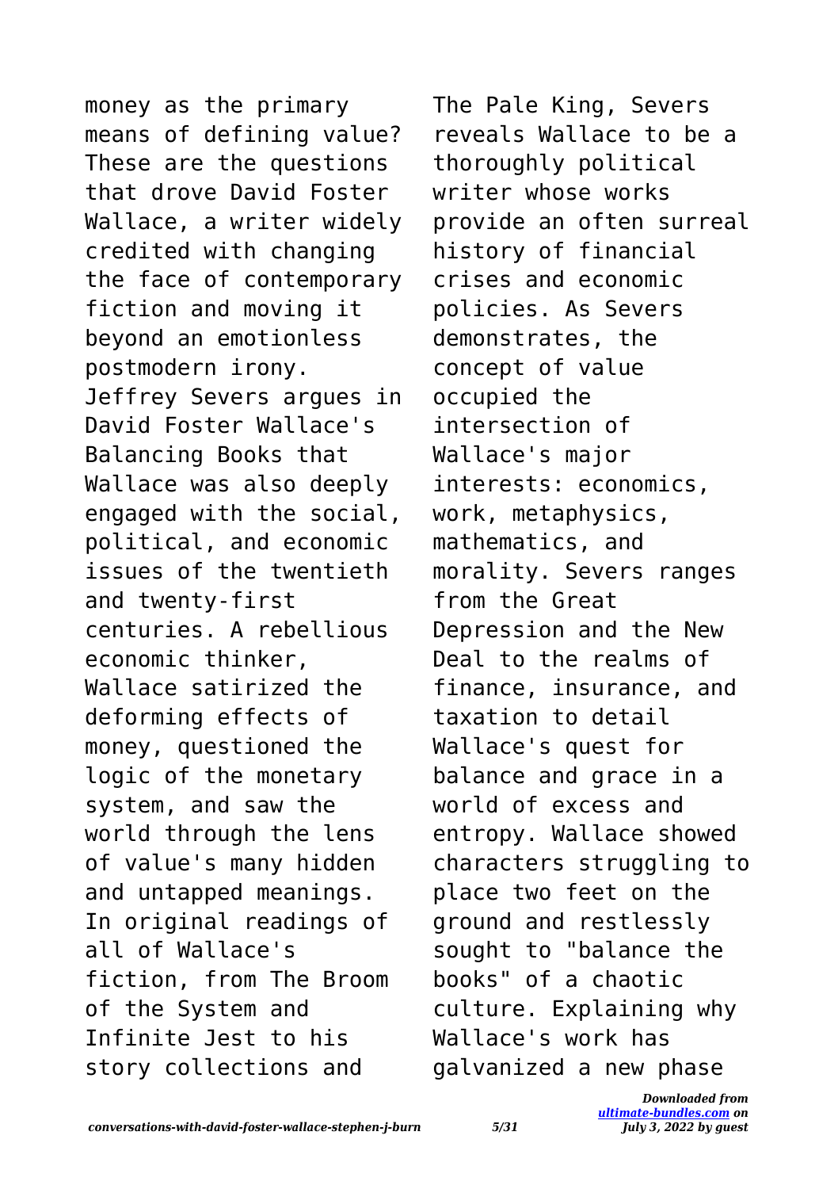money as the primary means of defining value? These are the questions that drove David Foster Wallace, a writer widely credited with changing the face of contemporary fiction and moving it beyond an emotionless postmodern irony. Jeffrey Severs argues in David Foster Wallace's Balancing Books that Wallace was also deeply engaged with the social, political, and economic issues of the twentieth and twenty-first centuries. A rebellious economic thinker, Wallace satirized the deforming effects of money, questioned the logic of the monetary system, and saw the world through the lens of value's many hidden and untapped meanings. In original readings of all of Wallace's fiction, from The Broom of the System and Infinite Jest to his story collections and The Pale King, Severs reveals Wallace to be a thoroughly political writer whose works provide an often surreal history of financial crises and economic policies. As Severs demonstrates, the concept of value occupied the intersection of Wallace's major interests: economics, work, metaphysics, mathematics, and morality. Severs ranges from the Great Depression and the New Deal to the realms of finance, insurance, and taxation to detail Wallace's quest for balance and grace in a world of excess and entropy. Wallace showed characters struggling to place two feet on the ground and restlessly sought to "balance the books" of a chaotic culture. Explaining why Wallace's work has galvanized a new phase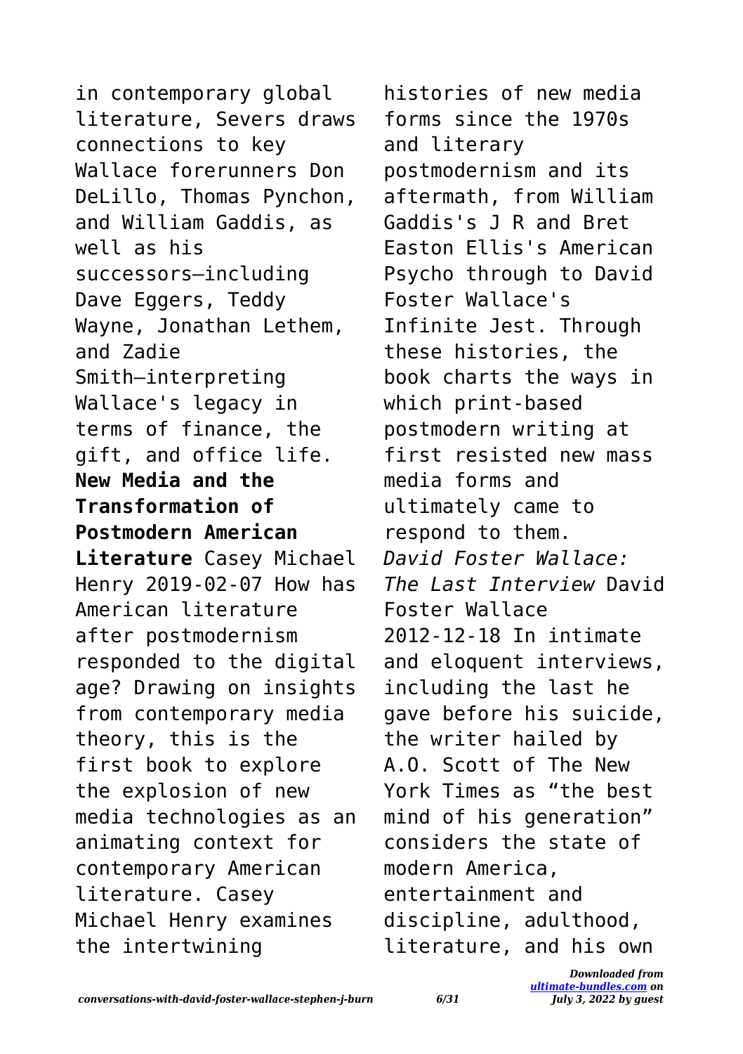in contemporary global literature, Severs draws connections to key Wallace forerunners Don DeLillo, Thomas Pynchon, and William Gaddis, as well as his successors—including Dave Eggers, Teddy Wayne, Jonathan Lethem, and Zadie Smith—interpreting Wallace's legacy in terms of finance, the gift, and office life.

**New Media and the Transformation of Postmodern American Literature** Casey Michael Henry 2019-02-07 How has American literature after postmodernism responded to the digital age? Drawing on insights from contemporary media theory, this is the first book to explore the explosion of new media technologies as an animating context for contemporary American literature. Casey Michael Henry examines the intertwining histories of new media forms since the 1970s and literary postmodernism and its aftermath, from William Gaddis's J R and Bret Easton Ellis's American Psycho through to David Foster Wallace's Infinite Jest. Through these histories, the book charts the ways in which print-based postmodern writing at first resisted new mass media forms and ultimately came to respond to them.

*David Foster Wallace: The Last Interview* David Foster Wallace 2012-12-18 In intimate and eloquent interviews, including the last he gave before his suicide, the writer hailed by A.O. Scott of The New York Times as “the best mind of his generation” considers the state of modern America, entertainment and discipline, adulthood, literature, and his own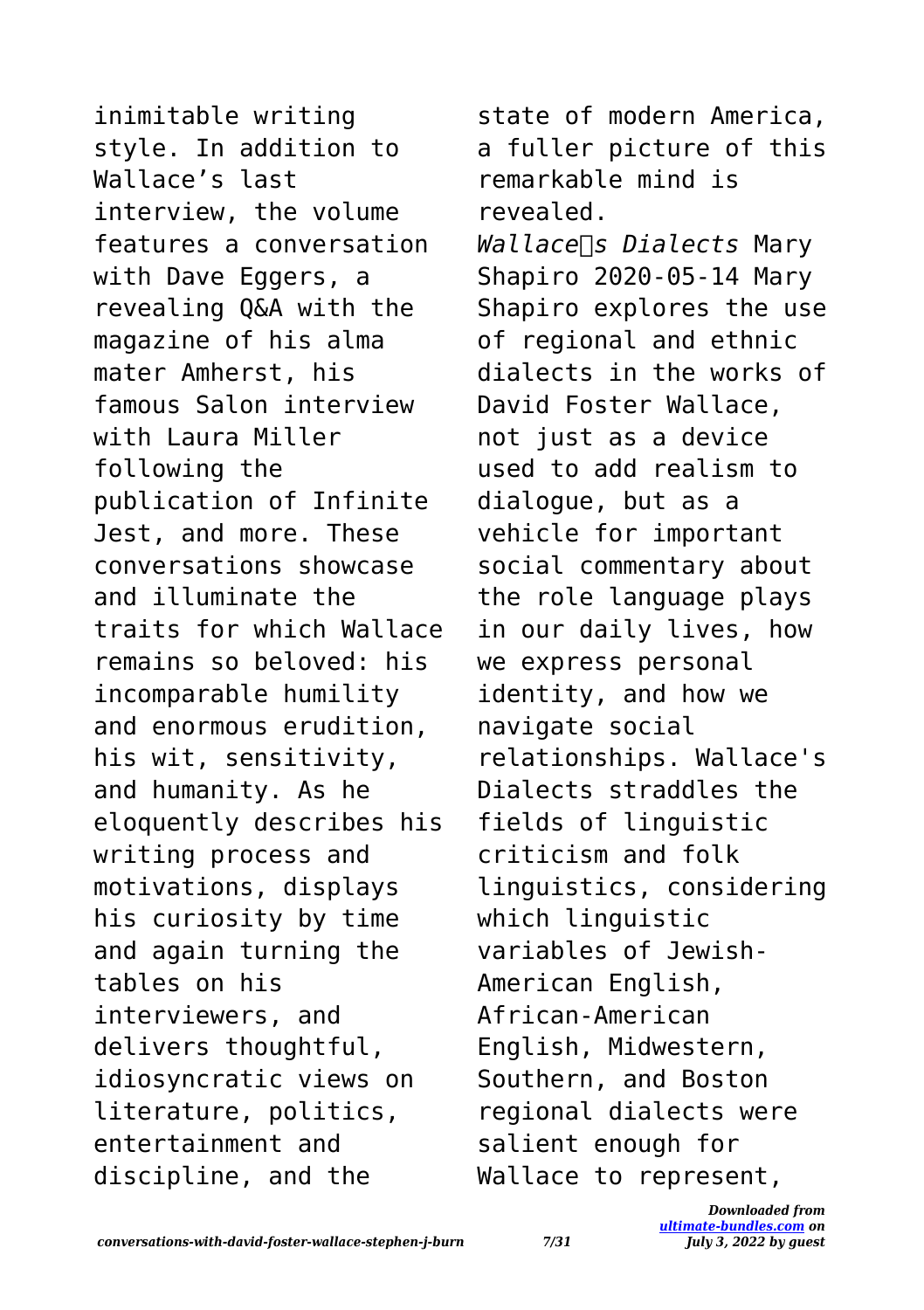inimitable writing style. In addition to Wallace's last interview, the volume features a conversation with Dave Eggers, a revealing Q&A with the magazine of his alma mater Amherst, his famous Salon interview with Laura Miller following the publication of Infinite Jest, and more. These conversations showcase and illuminate the traits for which Wallace remains so beloved: his incomparable humility and enormous erudition, his wit, sensitivity, and humanity. As he eloquently describes his writing process and motivations, displays his curiosity by time and again turning the tables on his interviewers, and delivers thoughtful, idiosyncratic views on literature, politics, entertainment and discipline, and the state of modern America, a fuller picture of this remarkable mind is revealed.

*Wallace�s Dialects* Mary Shapiro 2020-05-14 Mary Shapiro explores the use of regional and ethnic dialects in the works of David Foster Wallace, not just as a device used to add realism to dialogue, but as a vehicle for important social commentary about the role language plays in our daily lives, how we express personal identity, and how we navigate social relationships. Wallace's Dialects straddles the fields of linguistic criticism and folk linguistics, considering which linguistic variables of Jewish-American English, African-American English, Midwestern, Southern, and Boston regional dialects were salient enough for Wallace to represent,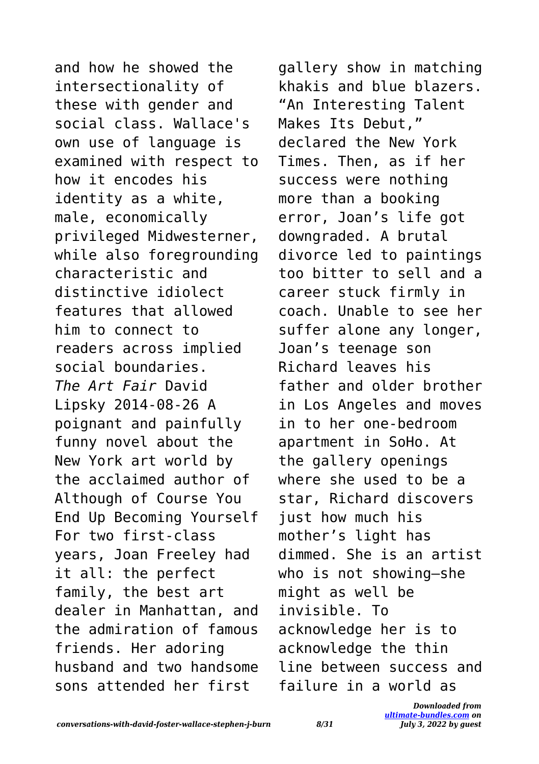and how he showed the intersectionality of these with gender and social class. Wallace's own use of language is examined with respect to how it encodes his identity as a white, male, economically privileged Midwesterner, while also foregrounding characteristic and distinctive idiolect features that allowed him to connect to readers across implied social boundaries.

*The Art Fair* David Lipsky 2014-08-26 A poignant and painfully funny novel about the New York art world by the acclaimed author of Although of Course You End Up Becoming Yourself For two first-class years, Joan Freeley had it all: the perfect family, the best art dealer in Manhattan, and the admiration of famous friends. Her adoring husband and two handsome sons attended her first gallery show in matching khakis and blue blazers. “An Interesting Talent Makes Its Debut,” declared the New York Times. Then, as if her success were nothing more than a booking error, Joan’s life got downgraded. A brutal divorce led to paintings too bitter to sell and a career stuck firmly in coach. Unable to see her suffer alone any longer, Joan’s teenage son Richard leaves his father and older brother in Los Angeles and moves in to her one-bedroom apartment in SoHo. At the gallery openings where she used to be a star, Richard discovers just how much his mother’s light has dimmed. She is an artist who is not showing—she might as well be invisible. To acknowledge her is to acknowledge the thin line between success and failure in a world as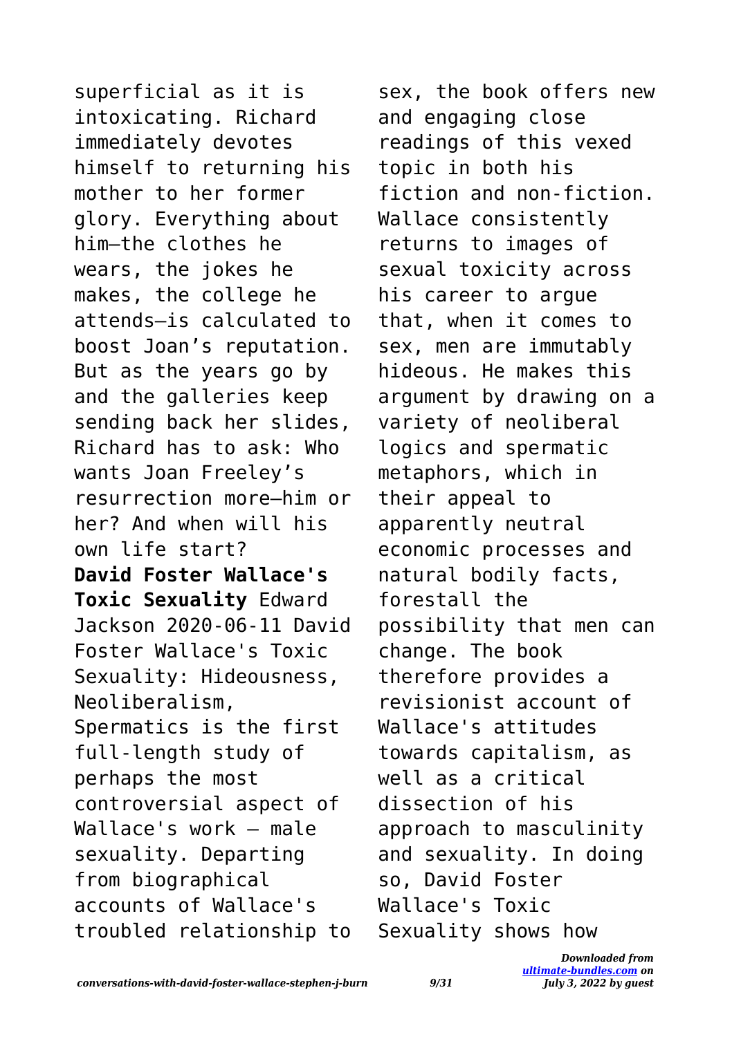superficial as it is intoxicating. Richard immediately devotes himself to returning his mother to her former glory. Everything about him—the clothes he wears, the jokes he makes, the college he attends—is calculated to boost Joan's reputation. But as the years go by and the galleries keep sending back her slides, Richard has to ask: Who wants Joan Freeley's resurrection more—him or her? And when will his own life start?

**David Foster Wallace's Toxic Sexuality** Edward Jackson 2020-06-11 David Foster Wallace's Toxic Sexuality: Hideousness, Neoliberalism, Spermatics is the first full-length study of perhaps the most controversial aspect of Wallace's work – male sexuality. Departing from biographical accounts of Wallace's troubled relationship to sex, the book offers new and engaging close readings of this vexed topic in both his fiction and non-fiction. Wallace consistently returns to images of sexual toxicity across his career to argue that, when it comes to sex, men are immutably hideous. He makes this argument by drawing on a variety of neoliberal logics and spermatic metaphors, which in their appeal to apparently neutral economic processes and natural bodily facts, forestall the possibility that men can change. The book therefore provides a revisionist account of Wallace's attitudes towards capitalism, as well as a critical dissection of his approach to masculinity and sexuality. In doing so, David Foster Wallace's Toxic Sexuality shows how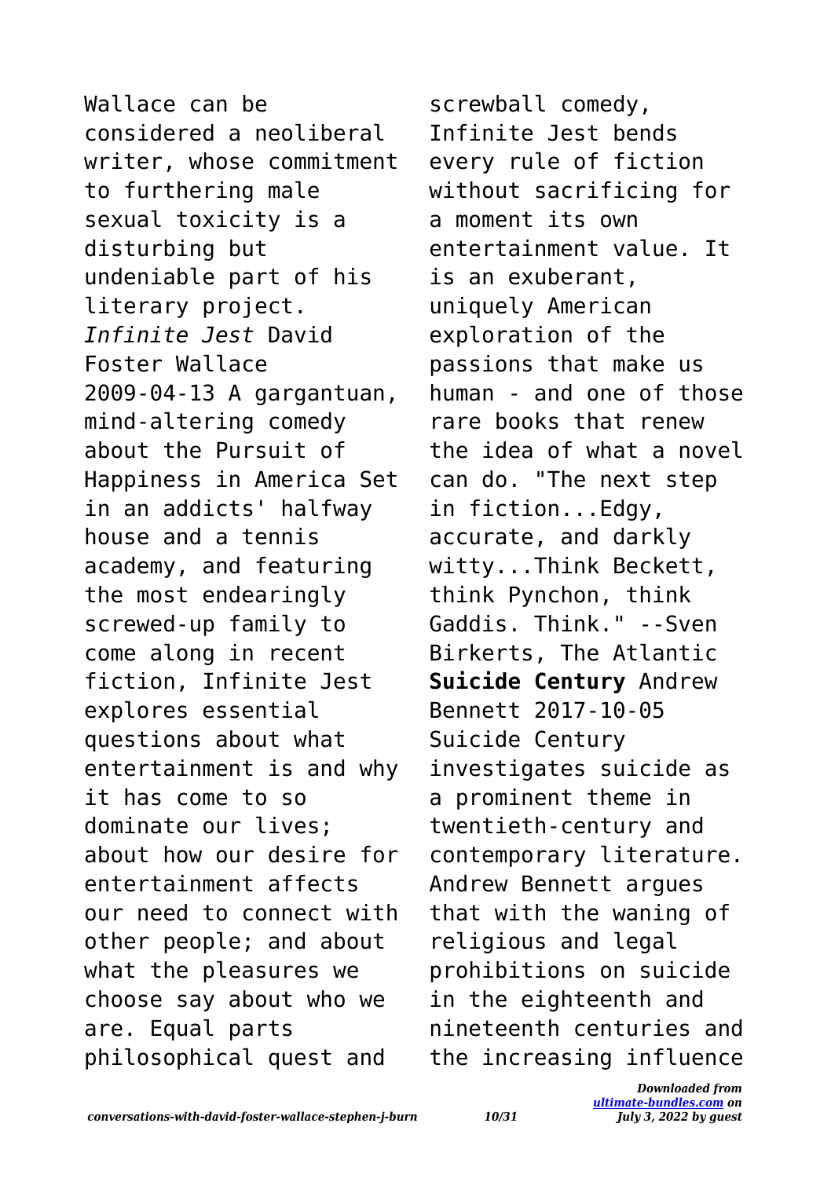Wallace can be considered a neoliberal writer, whose commitment to furthering male sexual toxicity is a disturbing but undeniable part of his literary project.

*Infinite Jest* David Foster Wallace 2009-04-13 A gargantuan, mind-altering comedy about the Pursuit of Happiness in America Set in an addicts' halfway house and a tennis academy, and featuring the most endearingly screwed-up family to come along in recent fiction, Infinite Jest explores essential questions about what entertainment is and why it has come to so dominate our lives; about how our desire for entertainment affects our need to connect with other people; and about what the pleasures we choose say about who we are. Equal parts philosophical quest and screwball comedy, Infinite Jest bends every rule of fiction without sacrificing for a moment its own entertainment value. It is an exuberant, uniquely American exploration of the passions that make us human - and one of those rare books that renew the idea of what a novel can do. "The next step in fiction...Edgy, accurate, and darkly witty...Think Beckett, think Pynchon, think Gaddis. Think." --Sven Birkerts, The Atlantic

**Suicide Century** Andrew Bennett 2017-10-05 Suicide Century investigates suicide as a prominent theme in twentieth-century and contemporary literature. Andrew Bennett argues that with the waning of religious and legal prohibitions on suicide in the eighteenth and nineteenth centuries and the increasing influence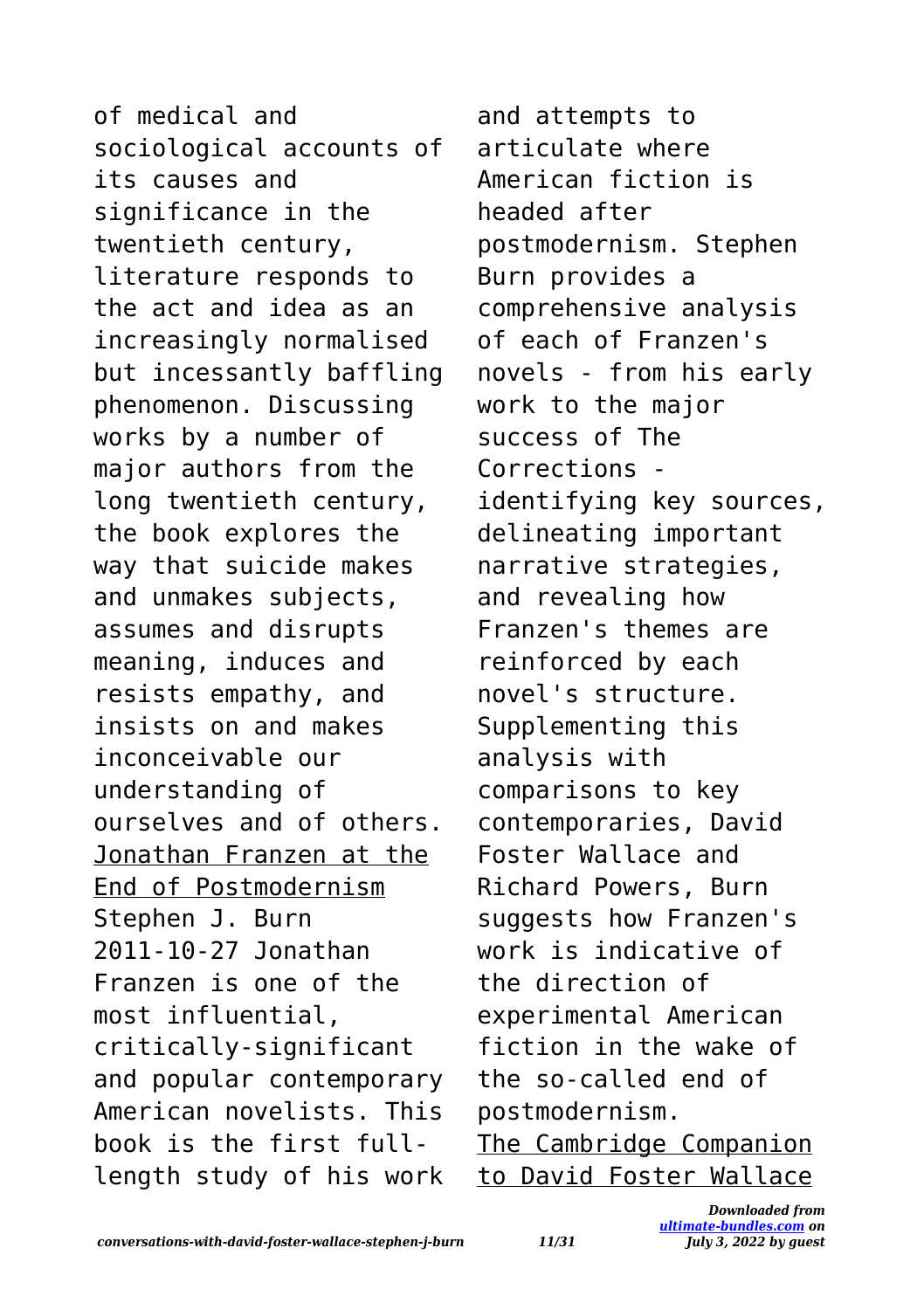of medical and sociological accounts of its causes and significance in the twentieth century, literature responds to the act and idea as an increasingly normalised but incessantly baffling phenomenon. Discussing works by a number of major authors from the long twentieth century, the book explores the way that suicide makes and unmakes subjects, assumes and disrupts meaning, induces and resists empathy, and insists on and makes inconceivable our understanding of ourselves and of others.

Jonathan Franzen at the End of Postmodernism
Stephen J. Burn
2011-10-27 Jonathan Franzen is one of the most influential, critically-significant and popular contemporary American novelists. This book is the first full-length study of his work and attempts to articulate where American fiction is headed after postmodernism. Stephen Burn provides a comprehensive analysis of each of Franzen's novels - from his early work to the major success of The Corrections - identifying key sources, delineating important narrative strategies, and revealing how Franzen's themes are reinforced by each novel's structure. Supplementing this analysis with comparisons to key contemporaries, David Foster Wallace and Richard Powers, Burn suggests how Franzen's work is indicative of the direction of experimental American fiction in the wake of the so-called end of postmodernism.

The Cambridge Companion to David Foster Wallace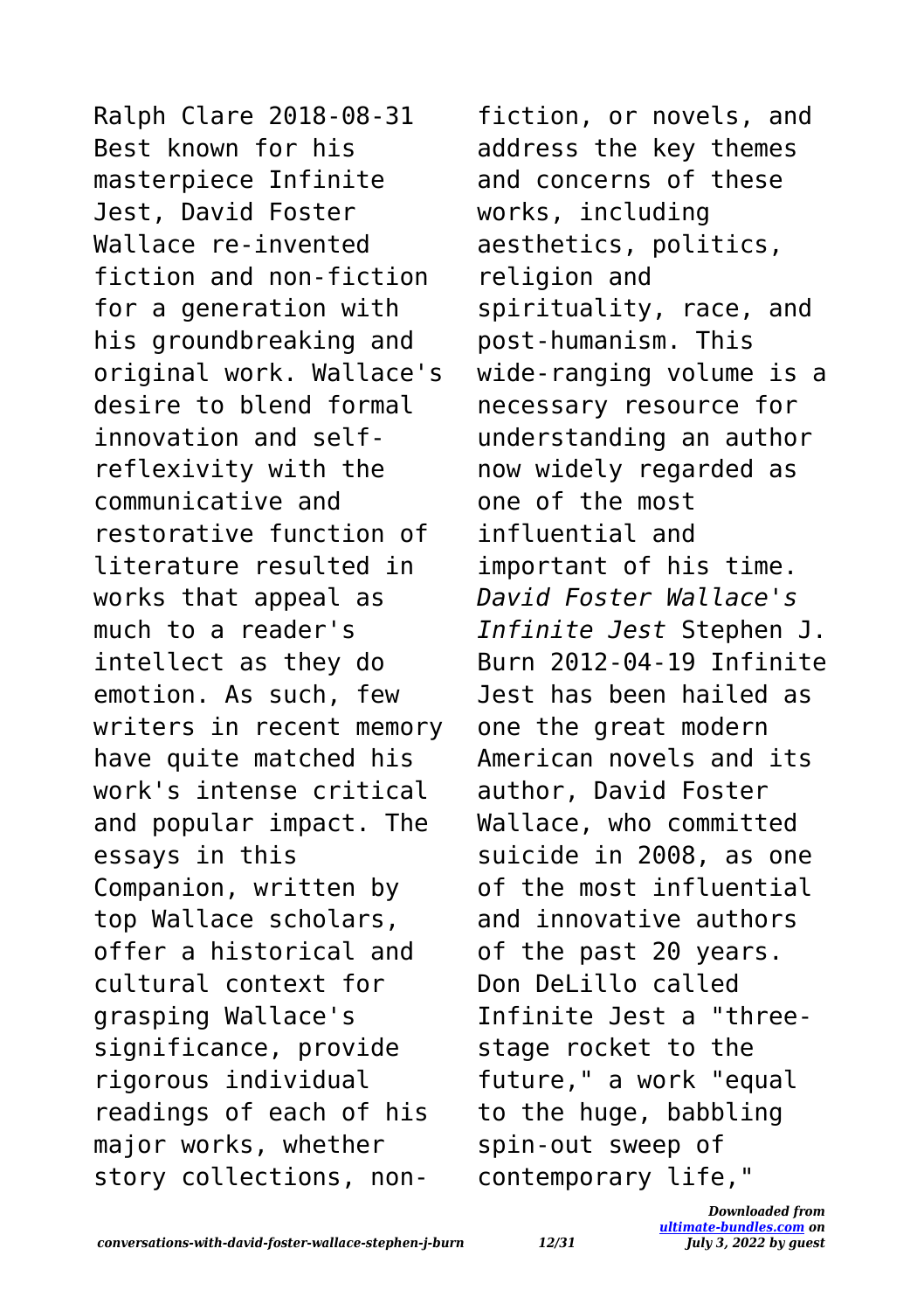Ralph Clare 2018-08-31 Best known for his masterpiece Infinite Jest, David Foster Wallace re-invented fiction and non-fiction for a generation with his groundbreaking and original work. Wallace's desire to blend formal innovation and self-reflexivity with the communicative and restorative function of literature resulted in works that appeal as much to a reader's intellect as they do emotion. As such, few writers in recent memory have quite matched his work's intense critical and popular impact. The essays in this Companion, written by top Wallace scholars, offer a historical and cultural context for grasping Wallace's significance, provide rigorous individual readings of each of his major works, whether story collections, non-fiction, or novels, and address the key themes and concerns of these works, including aesthetics, politics, religion and spirituality, race, and post-humanism. This wide-ranging volume is a necessary resource for understanding an author now widely regarded as one of the most influential and important of his time.

*David Foster Wallace's Infinite Jest* Stephen J. Burn 2012-04-19 Infinite Jest has been hailed as one the great modern American novels and its author, David Foster Wallace, who committed suicide in 2008, as one of the most influential and innovative authors of the past 20 years. Don DeLillo called Infinite Jest a "three-stage rocket to the future," a work "equal to the huge, babbling spin-out sweep of contemporary life,"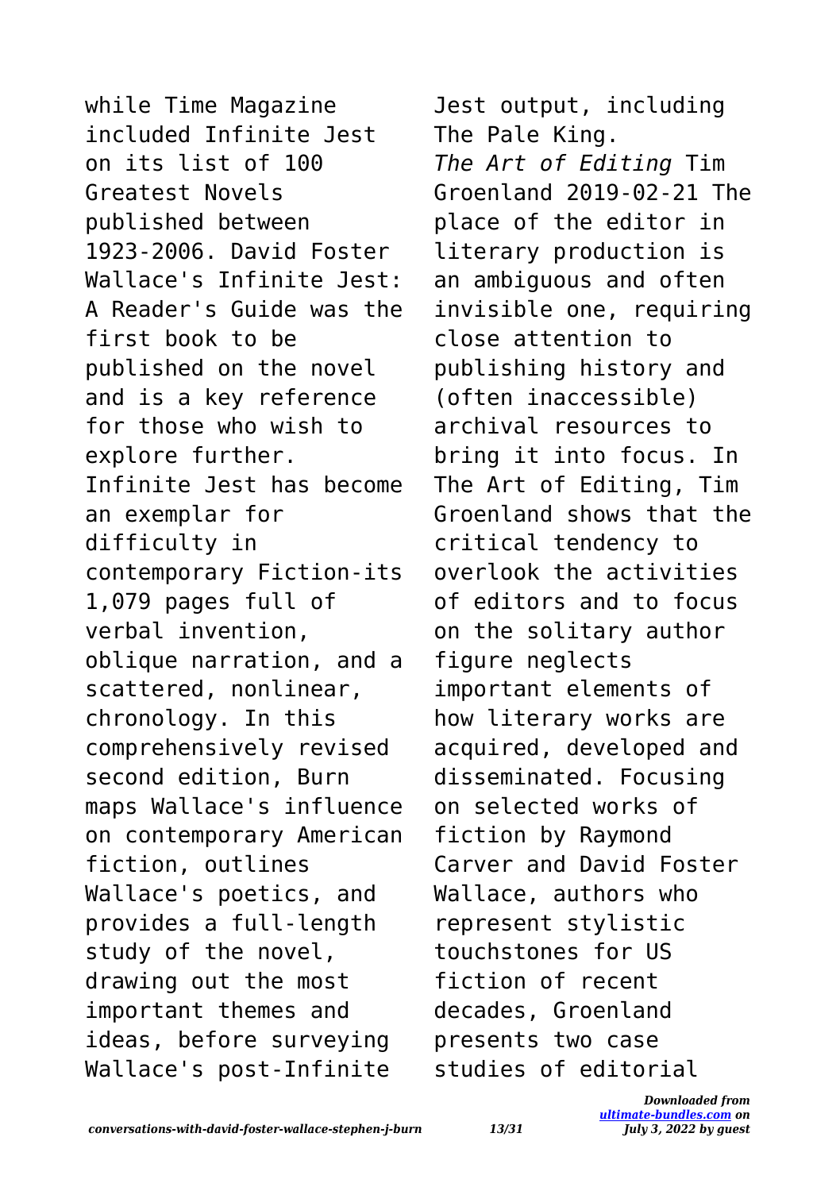while Time Magazine included Infinite Jest on its list of 100 Greatest Novels published between 1923-2006. David Foster Wallace's Infinite Jest: A Reader's Guide was the first book to be published on the novel and is a key reference for those who wish to explore further. Infinite Jest has become an exemplar for difficulty in contemporary Fiction-its 1,079 pages full of verbal invention, oblique narration, and a scattered, nonlinear, chronology. In this comprehensively revised second edition, Burn maps Wallace's influence on contemporary American fiction, outlines Wallace's poetics, and provides a full-length study of the novel, drawing out the most important themes and ideas, before surveying Wallace's post-Infinite Jest output, including The Pale King.

*The Art of Editing* Tim Groenland 2019-02-21 The place of the editor in literary production is an ambiguous and often invisible one, requiring close attention to publishing history and (often inaccessible) archival resources to bring it into focus. In The Art of Editing, Tim Groenland shows that the critical tendency to overlook the activities of editors and to focus on the solitary author figure neglects important elements of how literary works are acquired, developed and disseminated. Focusing on selected works of fiction by Raymond Carver and David Foster Wallace, authors who represent stylistic touchstones for US fiction of recent decades, Groenland presents two case studies of editorial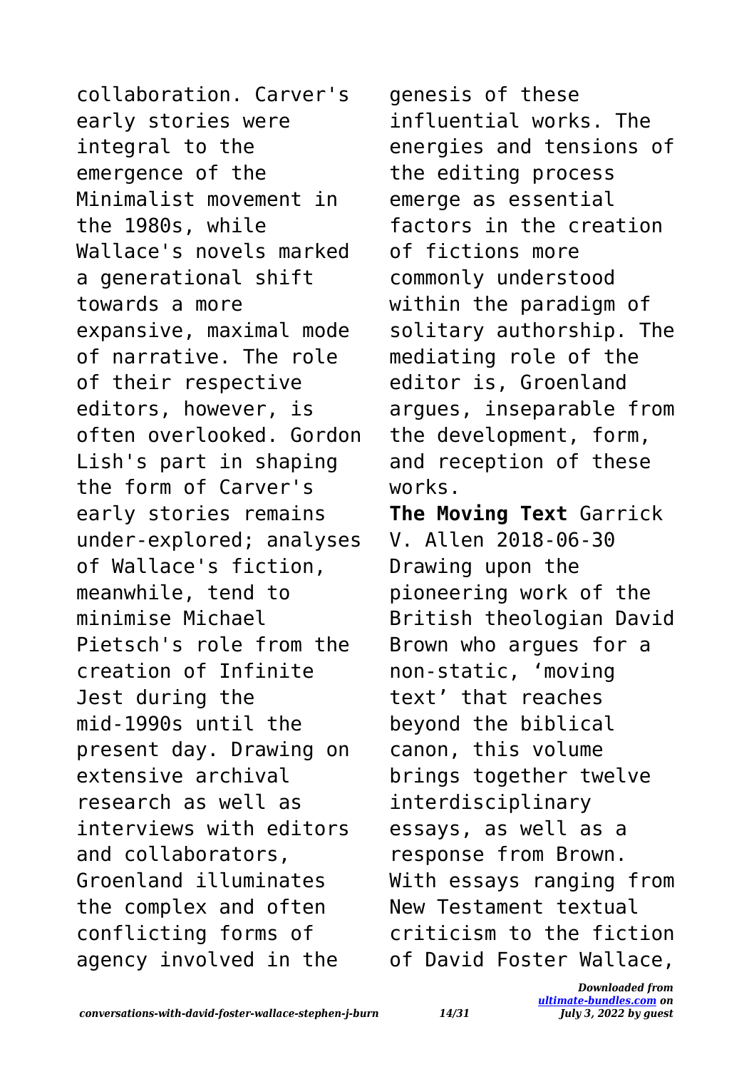collaboration. Carver's early stories were integral to the emergence of the Minimalist movement in the 1980s, while Wallace's novels marked a generational shift towards a more expansive, maximal mode of narrative. The role of their respective editors, however, is often overlooked. Gordon Lish's part in shaping the form of Carver's early stories remains under-explored; analyses of Wallace's fiction, meanwhile, tend to minimise Michael Pietsch's role from the creation of Infinite Jest during the mid-1990s until the present day. Drawing on extensive archival research as well as interviews with editors and collaborators, Groenland illuminates the complex and often conflicting forms of agency involved in the genesis of these influential works. The energies and tensions of the editing process emerge as essential factors in the creation of fictions more commonly understood within the paradigm of solitary authorship. The mediating role of the editor is, Groenland argues, inseparable from the development, form, and reception of these works.

**The Moving Text** Garrick V. Allen 2018-06-30 Drawing upon the pioneering work of the British theologian David Brown who argues for a non-static, 'moving text' that reaches beyond the biblical canon, this volume brings together twelve interdisciplinary essays, as well as a response from Brown. With essays ranging from New Testament textual criticism to the fiction of David Foster Wallace,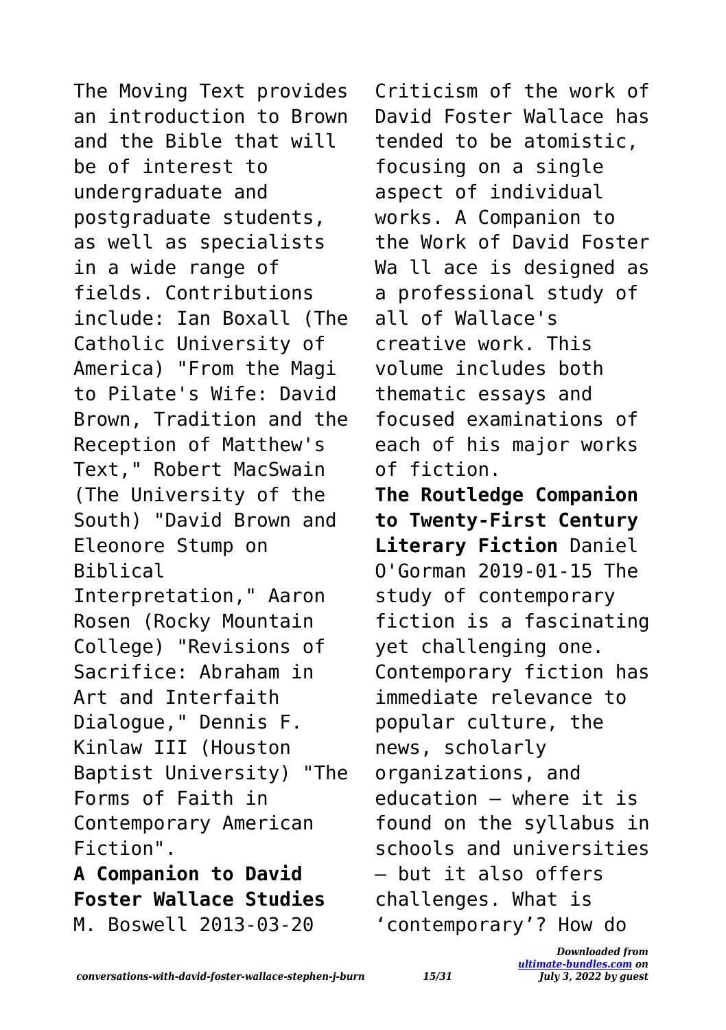The Moving Text provides an introduction to Brown and the Bible that will be of interest to undergraduate and postgraduate students, as well as specialists in a wide range of fields. Contributions include: Ian Boxall (The Catholic University of America) "From the Magi to Pilate's Wife: David Brown, Tradition and the Reception of Matthew's Text," Robert MacSwain (The University of the South) "David Brown and Eleonore Stump on Biblical Interpretation," Aaron Rosen (Rocky Mountain College) "Revisions of Sacrifice: Abraham in Art and Interfaith Dialogue," Dennis F. Kinlaw III (Houston Baptist University) "The Forms of Faith in Contemporary American Fiction".

**A Companion to David Foster Wallace Studies** M. Boswell 2013-03-20 Criticism of the work of David Foster Wallace has tended to be atomistic, focusing on a single aspect of individual works. A Companion to the Work of David Foster Wa ll ace is designed as a professional study of all of Wallace's creative work. This volume includes both thematic essays and focused examinations of each of his major works of fiction.

**The Routledge Companion to Twenty-First Century Literary Fiction** Daniel O'Gorman 2019-01-15 The study of contemporary fiction is a fascinating yet challenging one. Contemporary fiction has immediate relevance to popular culture, the news, scholarly organizations, and education – where it is found on the syllabus in schools and universities – but it also offers challenges. What is 'contemporary'? How do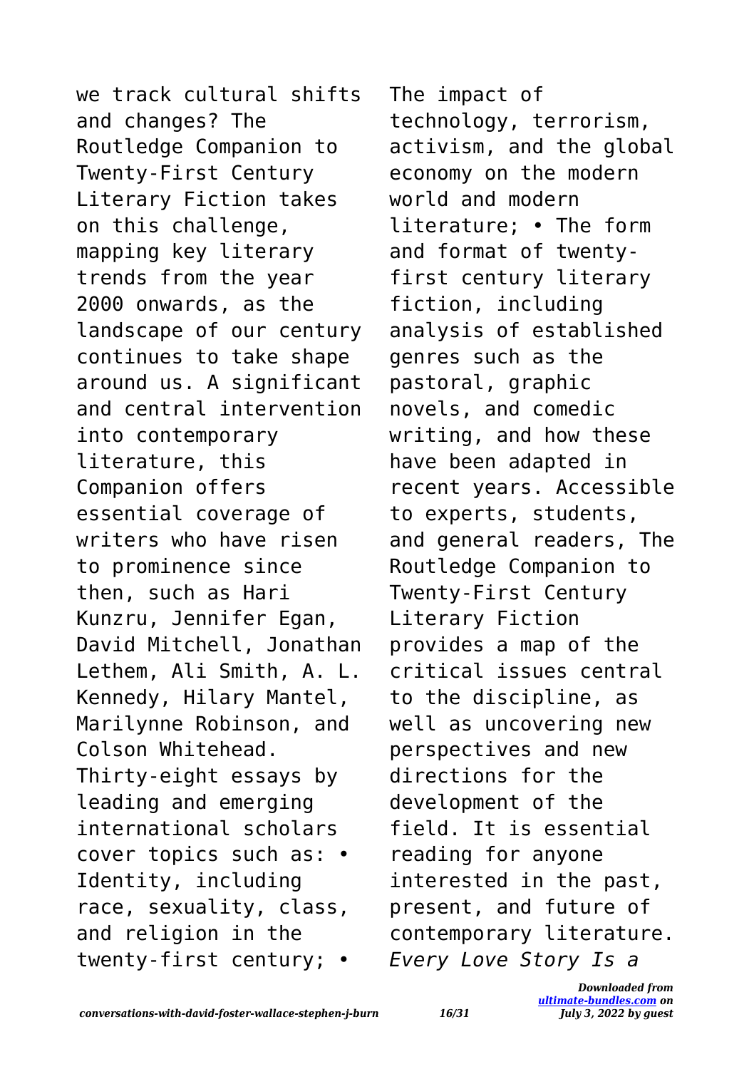we track cultural shifts and changes? The Routledge Companion to Twenty-First Century Literary Fiction takes on this challenge, mapping key literary trends from the year 2000 onwards, as the landscape of our century continues to take shape around us. A significant and central intervention into contemporary literature, this Companion offers essential coverage of writers who have risen to prominence since then, such as Hari Kunzru, Jennifer Egan, David Mitchell, Jonathan Lethem, Ali Smith, A. L. Kennedy, Hilary Mantel, Marilynne Robinson, and Colson Whitehead. Thirty-eight essays by leading and emerging international scholars cover topics such as: • Identity, including race, sexuality, class, and religion in the twenty-first century; • The impact of technology, terrorism, activism, and the global economy on the modern world and modern literature; • The form and format of twenty-first century literary fiction, including analysis of established genres such as the pastoral, graphic novels, and comedic writing, and how these have been adapted in recent years. Accessible to experts, students, and general readers, The Routledge Companion to Twenty-First Century Literary Fiction provides a map of the critical issues central to the discipline, as well as uncovering new perspectives and new directions for the development of the field. It is essential reading for anyone interested in the past, present, and future of contemporary literature. *Every Love Story Is a*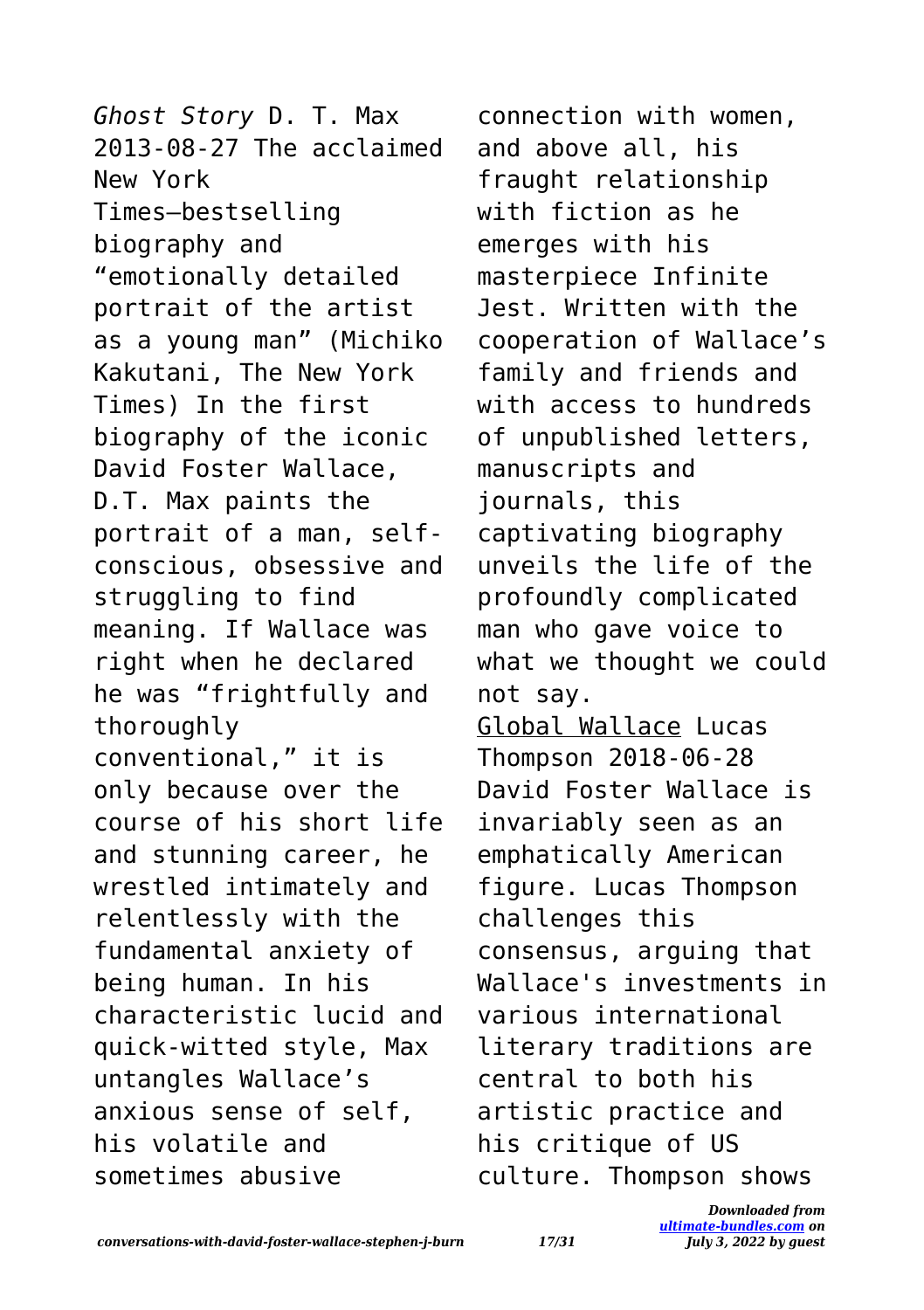*Ghost Story* D. T. Max 2013-08-27 The acclaimed New York Times–bestselling biography and "emotionally detailed portrait of the artist as a young man" (Michiko Kakutani, The New York Times) In the first biography of the iconic David Foster Wallace, D.T. Max paints the portrait of a man, self-conscious, obsessive and struggling to find meaning. If Wallace was right when he declared he was "frightfully and thoroughly conventional," it is only because over the course of his short life and stunning career, he wrestled intimately and relentlessly with the fundamental anxiety of being human. In his characteristic lucid and quick-witted style, Max untangles Wallace's anxious sense of self, his volatile and sometimes abusive connection with women, and above all, his fraught relationship with fiction as he emerges with his masterpiece Infinite Jest. Written with the cooperation of Wallace's family and friends and with access to hundreds of unpublished letters, manuscripts and journals, this captivating biography unveils the life of the profoundly complicated man who gave voice to what we thought we could not say.

Global Wallace Lucas Thompson 2018-06-28 David Foster Wallace is invariably seen as an emphatically American figure. Lucas Thompson challenges this consensus, arguing that Wallace's investments in various international literary traditions are central to both his artistic practice and his critique of US culture. Thompson shows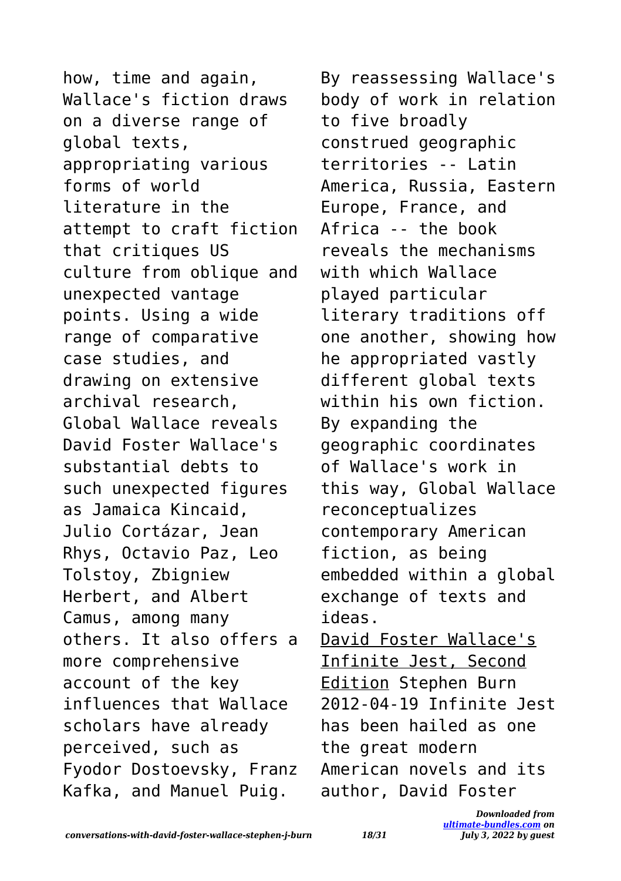how, time and again, Wallace's fiction draws on a diverse range of global texts, appropriating various forms of world literature in the attempt to craft fiction that critiques US culture from oblique and unexpected vantage points. Using a wide range of comparative case studies, and drawing on extensive archival research, Global Wallace reveals David Foster Wallace's substantial debts to such unexpected figures as Jamaica Kincaid, Julio Cortázar, Jean Rhys, Octavio Paz, Leo Tolstoy, Zbigniew Herbert, and Albert Camus, among many others. It also offers a more comprehensive account of the key influences that Wallace scholars have already perceived, such as Fyodor Dostoevsky, Franz Kafka, and Manuel Puig. By reassessing Wallace's body of work in relation to five broadly construed geographic territories -- Latin America, Russia, Eastern Europe, France, and Africa -- the book reveals the mechanisms with which Wallace played particular literary traditions off one another, showing how he appropriated vastly different global texts within his own fiction. By expanding the geographic coordinates of Wallace's work in this way, Global Wallace reconceptualizes contemporary American fiction, as being embedded within a global exchange of texts and ideas.

David Foster Wallace's Infinite Jest, Second Edition Stephen Burn 2012-04-19 Infinite Jest has been hailed as one the great modern American novels and its author, David Foster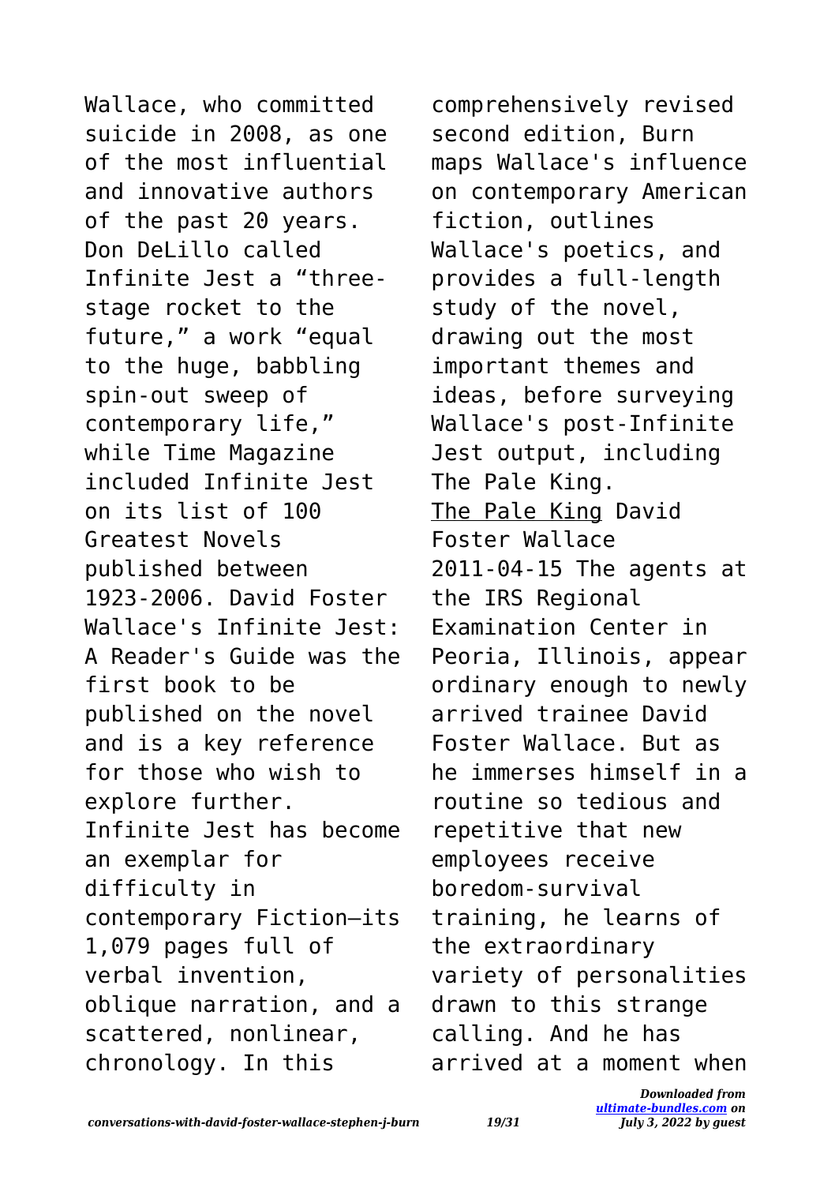Wallace, who committed suicide in 2008, as one of the most influential and innovative authors of the past 20 years. Don DeLillo called Infinite Jest a "three-stage rocket to the future," a work "equal to the huge, babbling spin-out sweep of contemporary life," while Time Magazine included Infinite Jest on its list of 100 Greatest Novels published between 1923-2006. David Foster Wallace's Infinite Jest: A Reader's Guide was the first book to be published on the novel and is a key reference for those who wish to explore further. Infinite Jest has become an exemplar for difficulty in contemporary Fiction—its 1,079 pages full of verbal invention, oblique narration, and a scattered, nonlinear, chronology. In this comprehensively revised second edition, Burn maps Wallace's influence on contemporary American fiction, outlines Wallace's poetics, and provides a full-length study of the novel, drawing out the most important themes and ideas, before surveying Wallace's post-Infinite Jest output, including The Pale King.

The Pale King David Foster Wallace 2011-04-15 The agents at the IRS Regional Examination Center in Peoria, Illinois, appear ordinary enough to newly arrived trainee David Foster Wallace. But as he immerses himself in a routine so tedious and repetitive that new employees receive boredom-survival training, he learns of the extraordinary variety of personalities drawn to this strange calling. And he has arrived at a moment when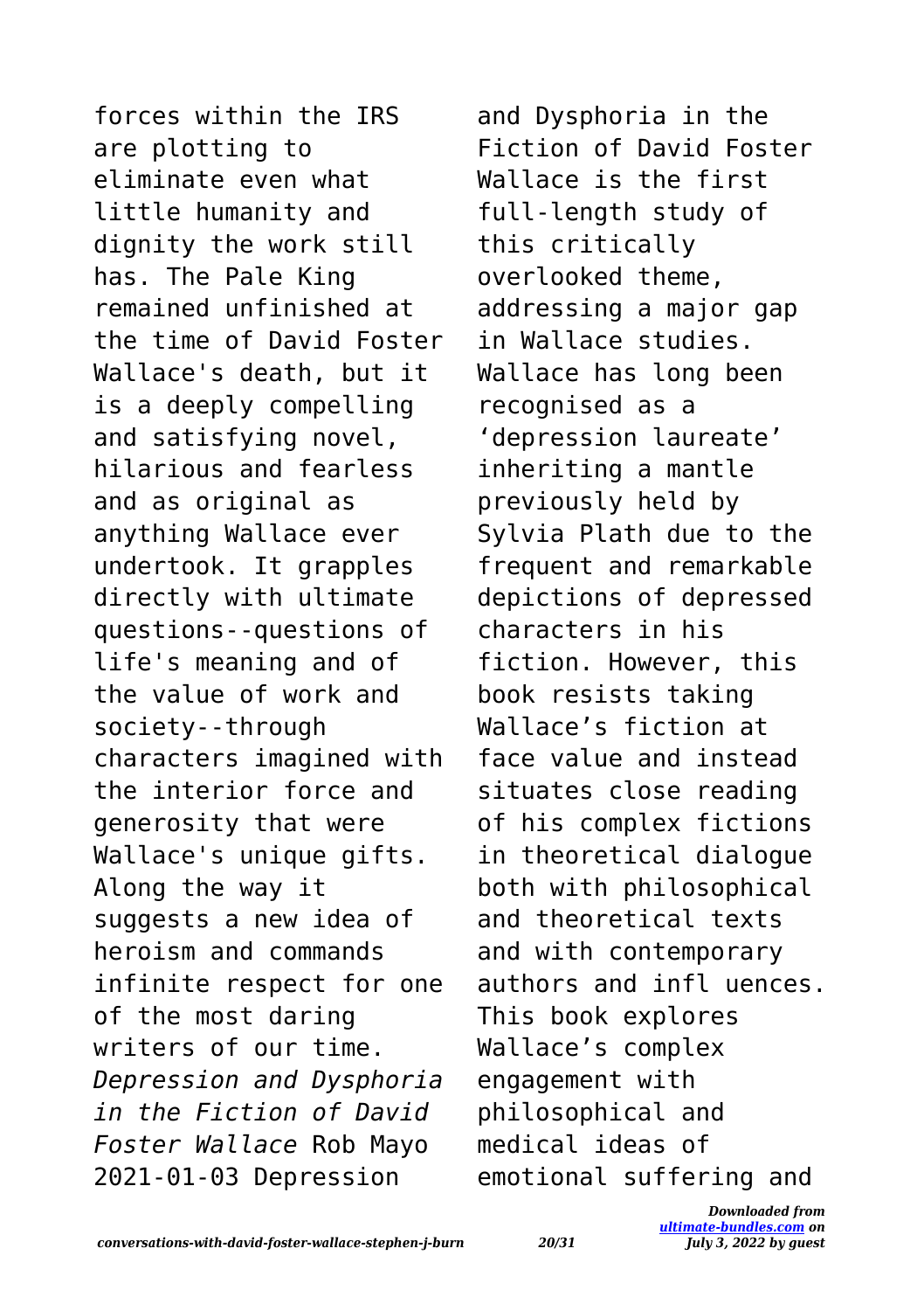forces within the IRS are plotting to eliminate even what little humanity and dignity the work still has. The Pale King remained unfinished at the time of David Foster Wallace's death, but it is a deeply compelling and satisfying novel, hilarious and fearless and as original as anything Wallace ever undertook. It grapples directly with ultimate questions--questions of life's meaning and of the value of work and society--through characters imagined with the interior force and generosity that were Wallace's unique gifts. Along the way it suggests a new idea of heroism and commands infinite respect for one of the most daring writers of our time.
*Depression and Dysphoria in the Fiction of David Foster Wallace* Rob Mayo 2021-01-03 Depression and Dysphoria in the Fiction of David Foster Wallace is the first full-length study of this critically overlooked theme, addressing a major gap in Wallace studies. Wallace has long been recognised as a 'depression laureate' inheriting a mantle previously held by Sylvia Plath due to the frequent and remarkable depictions of depressed characters in his fiction. However, this book resists taking Wallace's fiction at face value and instead situates close reading of his complex fictions in theoretical dialogue both with philosophical and theoretical texts and with contemporary authors and infl uences. This book explores Wallace's complex engagement with philosophical and medical ideas of emotional suffering and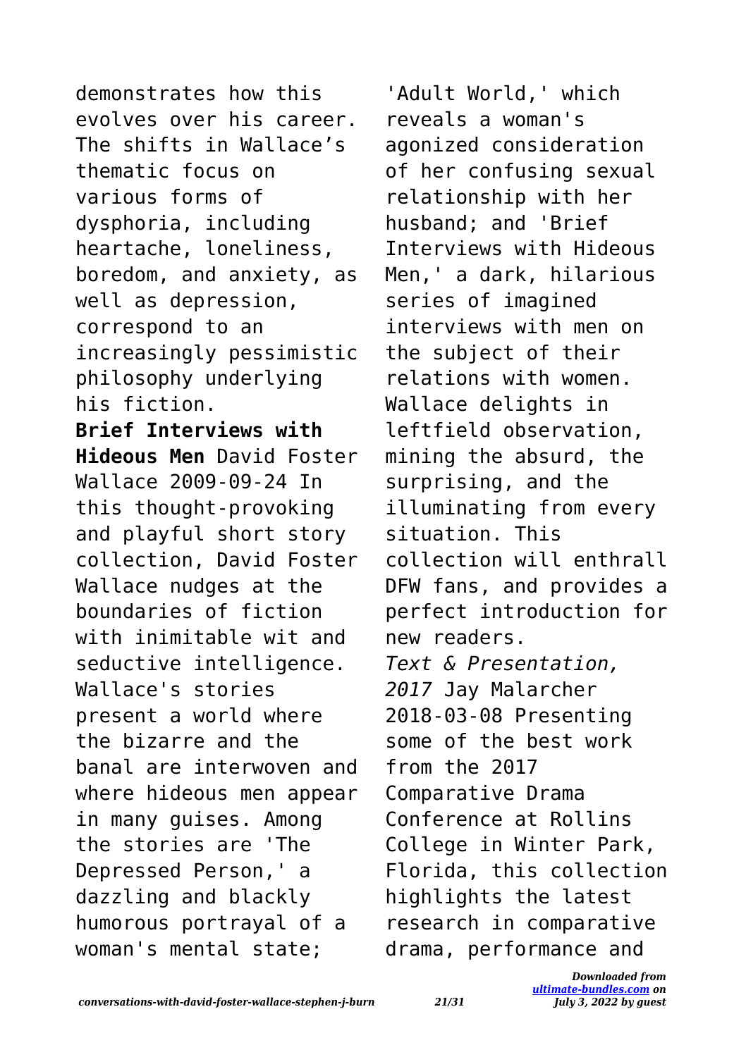demonstrates how this evolves over his career. The shifts in Wallace's thematic focus on various forms of dysphoria, including heartache, loneliness, boredom, and anxiety, as well as depression, correspond to an increasingly pessimistic philosophy underlying his fiction.

**Brief Interviews with Hideous Men** David Foster Wallace 2009-09-24 In this thought-provoking and playful short story collection, David Foster Wallace nudges at the boundaries of fiction with inimitable wit and seductive intelligence. Wallace's stories present a world where the bizarre and the banal are interwoven and where hideous men appear in many guises. Among the stories are 'The Depressed Person,' a dazzling and blackly humorous portrayal of a woman's mental state; 'Adult World,' which reveals a woman's agonized consideration of her confusing sexual relationship with her husband; and 'Brief Interviews with Hideous Men,' a dark, hilarious series of imagined interviews with men on the subject of their relations with women. Wallace delights in leftfield observation, mining the absurd, the surprising, and the illuminating from every situation. This collection will enthrall DFW fans, and provides a perfect introduction for new readers.

*Text & Presentation, 2017* Jay Malarcher 2018-03-08 Presenting some of the best work from the 2017 Comparative Drama Conference at Rollins College in Winter Park, Florida, this collection highlights the latest research in comparative drama, performance and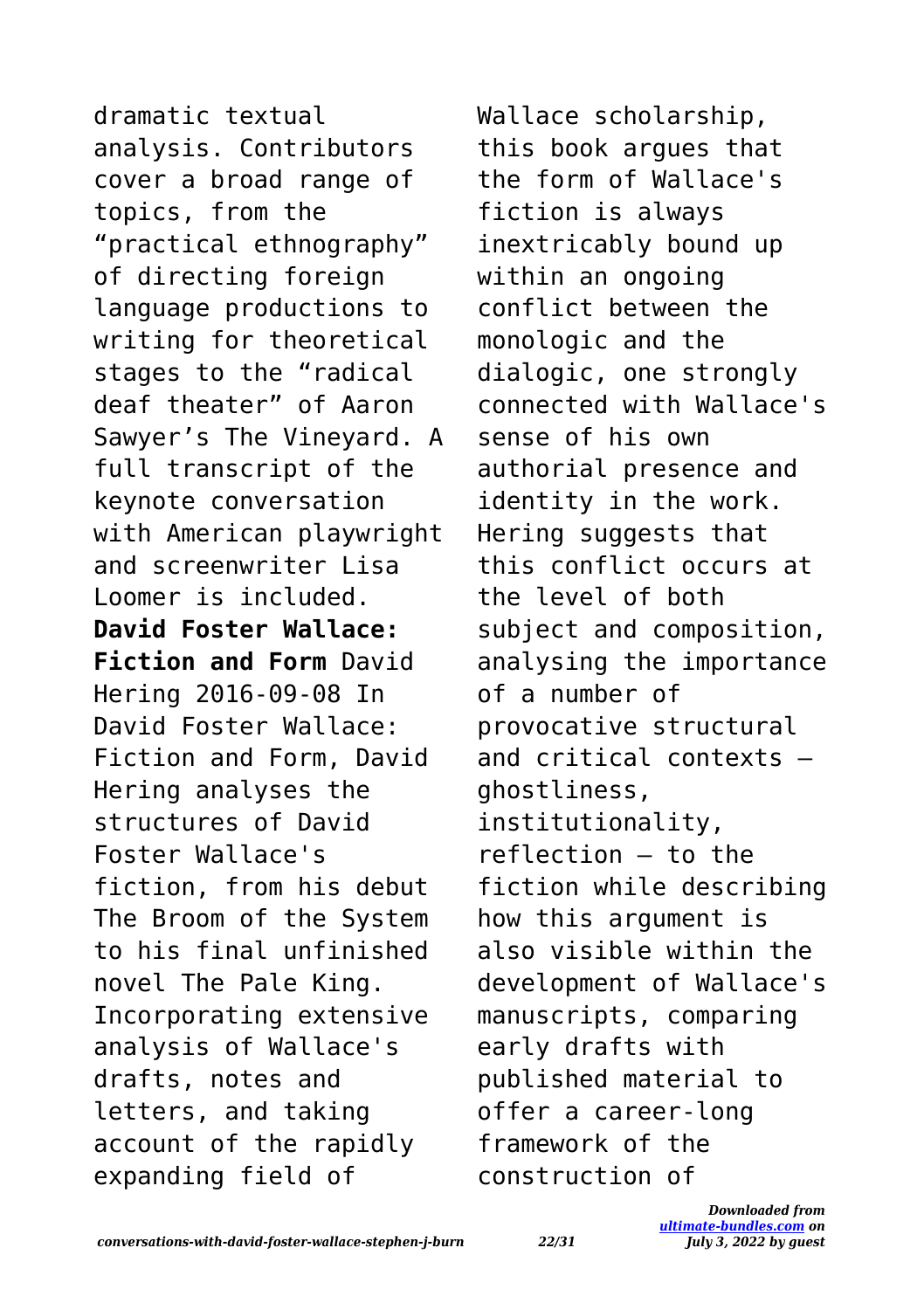dramatic textual analysis. Contributors cover a broad range of topics, from the "practical ethnography" of directing foreign language productions to writing for theoretical stages to the "radical deaf theater" of Aaron Sawyer's The Vineyard. A full transcript of the keynote conversation with American playwright and screenwriter Lisa Loomer is included.

**David Foster Wallace: Fiction and Form** David Hering 2016-09-08 In David Foster Wallace: Fiction and Form, David Hering analyses the structures of David Foster Wallace's fiction, from his debut The Broom of the System to his final unfinished novel The Pale King. Incorporating extensive analysis of Wallace's drafts, notes and letters, and taking account of the rapidly expanding field of Wallace scholarship, this book argues that the form of Wallace's fiction is always inextricably bound up within an ongoing conflict between the monologic and the dialogic, one strongly connected with Wallace's sense of his own authorial presence and identity in the work. Hering suggests that this conflict occurs at the level of both subject and composition, analysing the importance of a number of provocative structural and critical contexts – ghostliness, institutionality, reflection – to the fiction while describing how this argument is also visible within the development of Wallace's manuscripts, comparing early drafts with published material to offer a career-long framework of the construction of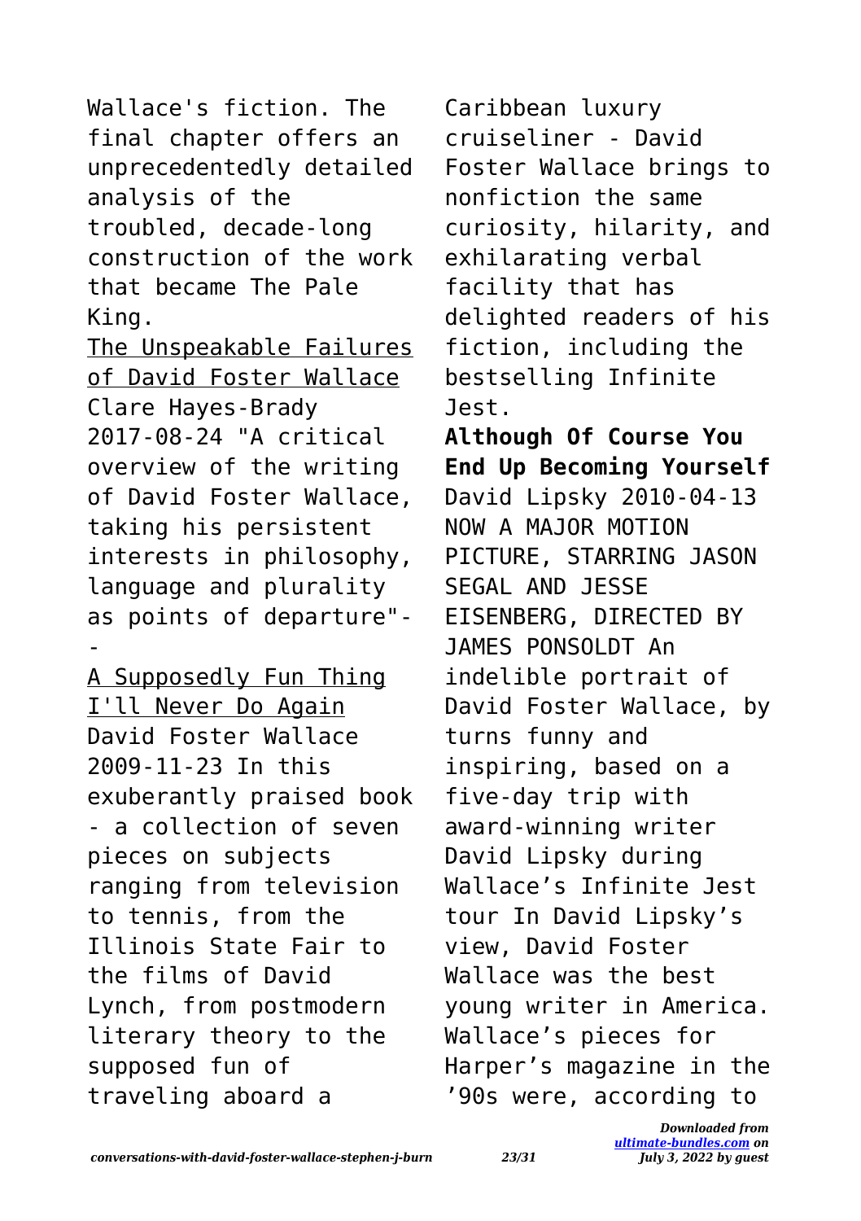Wallace's fiction. The final chapter offers an unprecedentedly detailed analysis of the troubled, decade-long construction of the work that became The Pale King.

<u>The Unspeakable Failures of David Foster Wallace</u> Clare Hayes-Brady 2017-08-24 "A critical overview of the writing of David Foster Wallace, taking his persistent interests in philosophy, language and plurality as points of departure"--

<u>A Supposedly Fun Thing I'll Never Do Again</u> David Foster Wallace 2009-11-23 In this exuberantly praised book - a collection of seven pieces on subjects ranging from television to tennis, from the Illinois State Fair to the films of David Lynch, from postmodern literary theory to the supposed fun of traveling aboard a Caribbean luxury cruiseliner - David Foster Wallace brings to nonfiction the same curiosity, hilarity, and exhilarating verbal facility that has delighted readers of his fiction, including the bestselling Infinite Jest.

**Although Of Course You End Up Becoming Yourself** David Lipsky 2010-04-13 NOW A MAJOR MOTION PICTURE, STARRING JASON SEGAL AND JESSE EISENBERG, DIRECTED BY JAMES PONSOLDT An indelible portrait of David Foster Wallace, by turns funny and inspiring, based on a five-day trip with award-winning writer David Lipsky during Wallace's Infinite Jest tour In David Lipsky's view, David Foster Wallace was the best young writer in America. Wallace's pieces for Harper's magazine in the '90s were, according to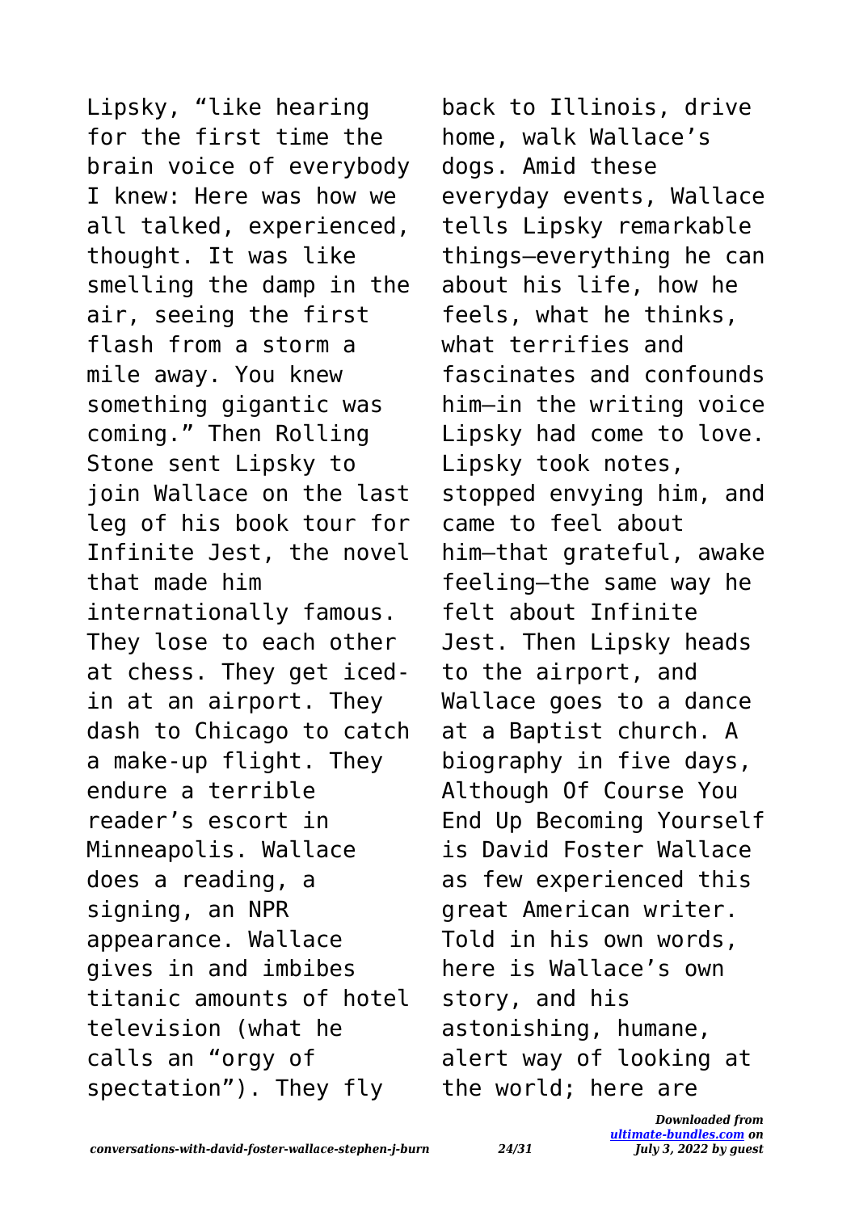Lipsky, "like hearing for the first time the brain voice of everybody I knew: Here was how we all talked, experienced, thought. It was like smelling the damp in the air, seeing the first flash from a storm a mile away. You knew something gigantic was coming." Then Rolling Stone sent Lipsky to join Wallace on the last leg of his book tour for Infinite Jest, the novel that made him internationally famous. They lose to each other at chess. They get iced-in at an airport. They dash to Chicago to catch a make-up flight. They endure a terrible reader's escort in Minneapolis. Wallace does a reading, a signing, an NPR appearance. Wallace gives in and imbibes titanic amounts of hotel television (what he calls an "orgy of spectation"). They fly back to Illinois, drive home, walk Wallace's dogs. Amid these everyday events, Wallace tells Lipsky remarkable things—everything he can about his life, how he feels, what he thinks, what terrifies and fascinates and confounds him—in the writing voice Lipsky had come to love. Lipsky took notes, stopped envying him, and came to feel about him—that grateful, awake feeling—the same way he felt about Infinite Jest. Then Lipsky heads to the airport, and Wallace goes to a dance at a Baptist church. A biography in five days, Although Of Course You End Up Becoming Yourself is David Foster Wallace as few experienced this great American writer. Told in his own words, here is Wallace's own story, and his astonishing, humane, alert way of looking at the world; here are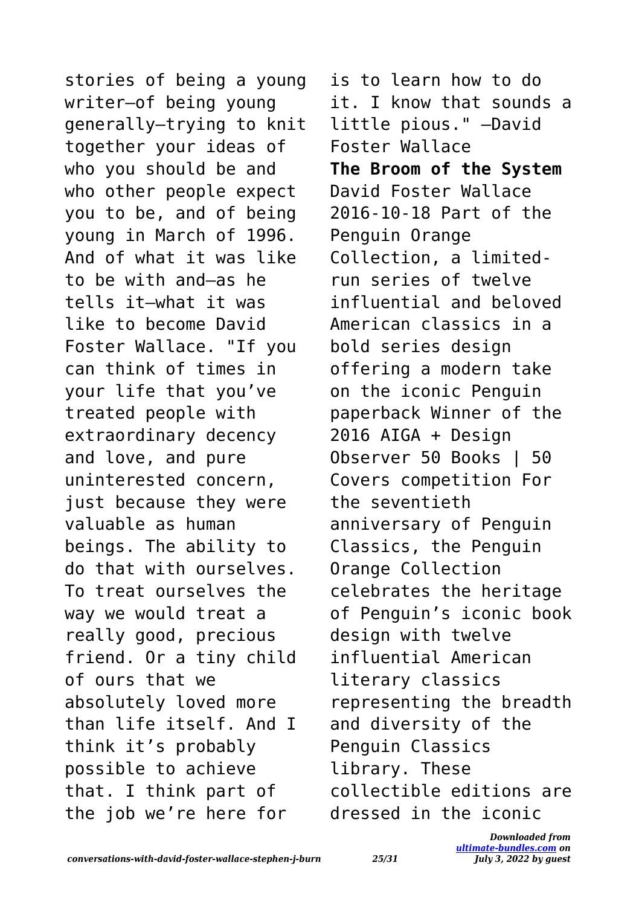stories of being a young writer—of being young generally—trying to knit together your ideas of who you should be and who other people expect you to be, and of being young in March of 1996. And of what it was like to be with and—as he tells it—what it was like to become David Foster Wallace. "If you can think of times in your life that you've treated people with extraordinary decency and love, and pure uninterested concern, just because they were valuable as human beings. The ability to do that with ourselves. To treat ourselves the way we would treat a really good, precious friend. Or a tiny child of ours that we absolutely loved more than life itself. And I think it's probably possible to achieve that. I think part of the job we're here for is to learn how to do it. I know that sounds a little pious." —David Foster Wallace

**The Broom of the System** David Foster Wallace 2016-10-18 Part of the Penguin Orange Collection, a limited-run series of twelve influential and beloved American classics in a bold series design offering a modern take on the iconic Penguin paperback Winner of the 2016 AIGA + Design Observer 50 Books | 50 Covers competition For the seventieth anniversary of Penguin Classics, the Penguin Orange Collection celebrates the heritage of Penguin's iconic book design with twelve influential American literary classics representing the breadth and diversity of the Penguin Classics library. These collectible editions are dressed in the iconic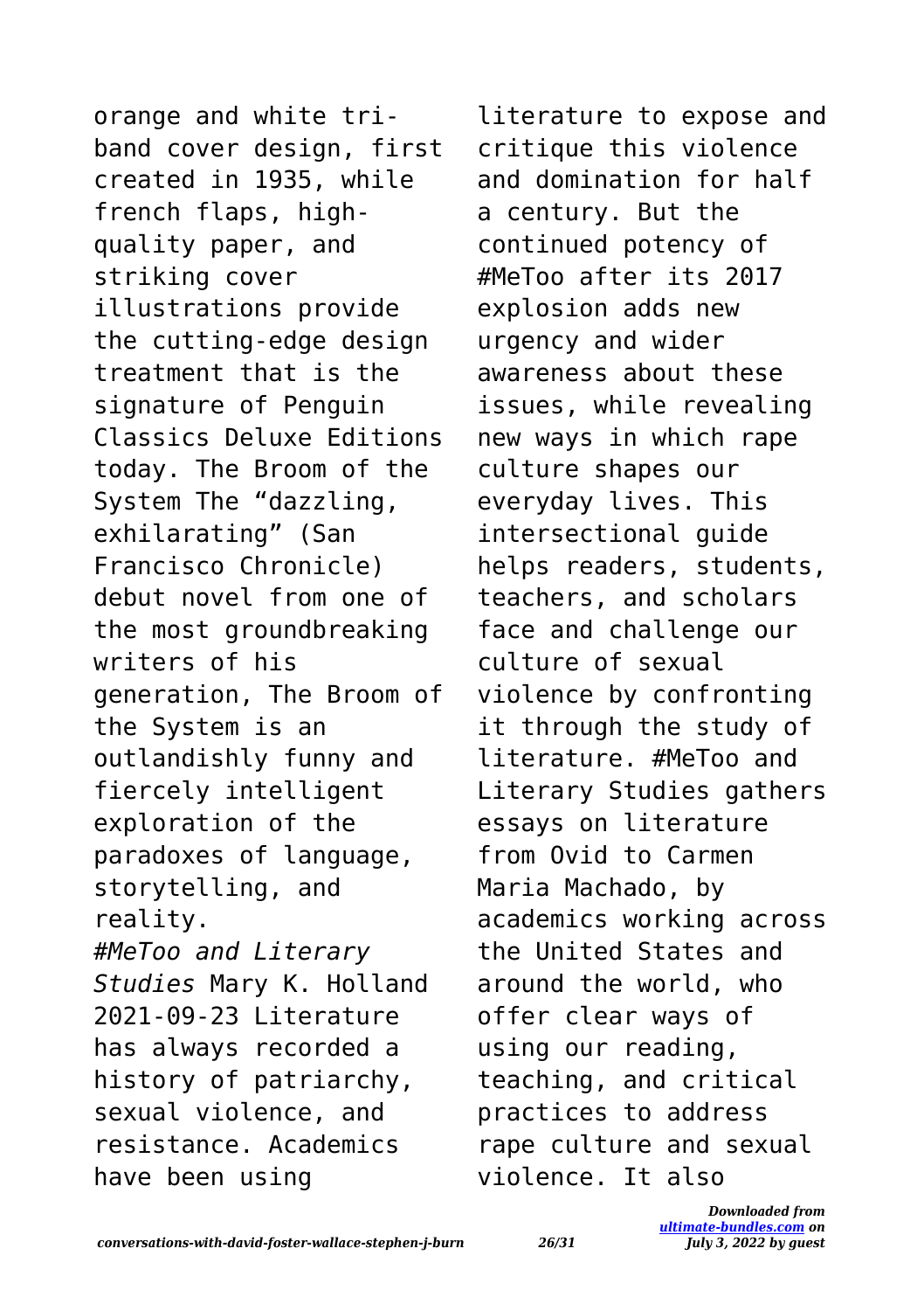orange and white tri-band cover design, first created in 1935, while french flaps, high-quality paper, and striking cover illustrations provide the cutting-edge design treatment that is the signature of Penguin Classics Deluxe Editions today. The Broom of the System The "dazzling, exhilarating" (San Francisco Chronicle) debut novel from one of the most groundbreaking writers of his generation, The Broom of the System is an outlandishly funny and fiercely intelligent exploration of the paradoxes of language, storytelling, and reality.

*#MeToo and Literary Studies* Mary K. Holland 2021-09-23 Literature has always recorded a history of patriarchy, sexual violence, and resistance. Academics have been using literature to expose and critique this violence and domination for half a century. But the continued potency of #MeToo after its 2017 explosion adds new urgency and wider awareness about these issues, while revealing new ways in which rape culture shapes our everyday lives. This intersectional guide helps readers, students, teachers, and scholars face and challenge our culture of sexual violence by confronting it through the study of literature. #MeToo and Literary Studies gathers essays on literature from Ovid to Carmen Maria Machado, by academics working across the United States and around the world, who offer clear ways of using our reading, teaching, and critical practices to address rape culture and sexual violence. It also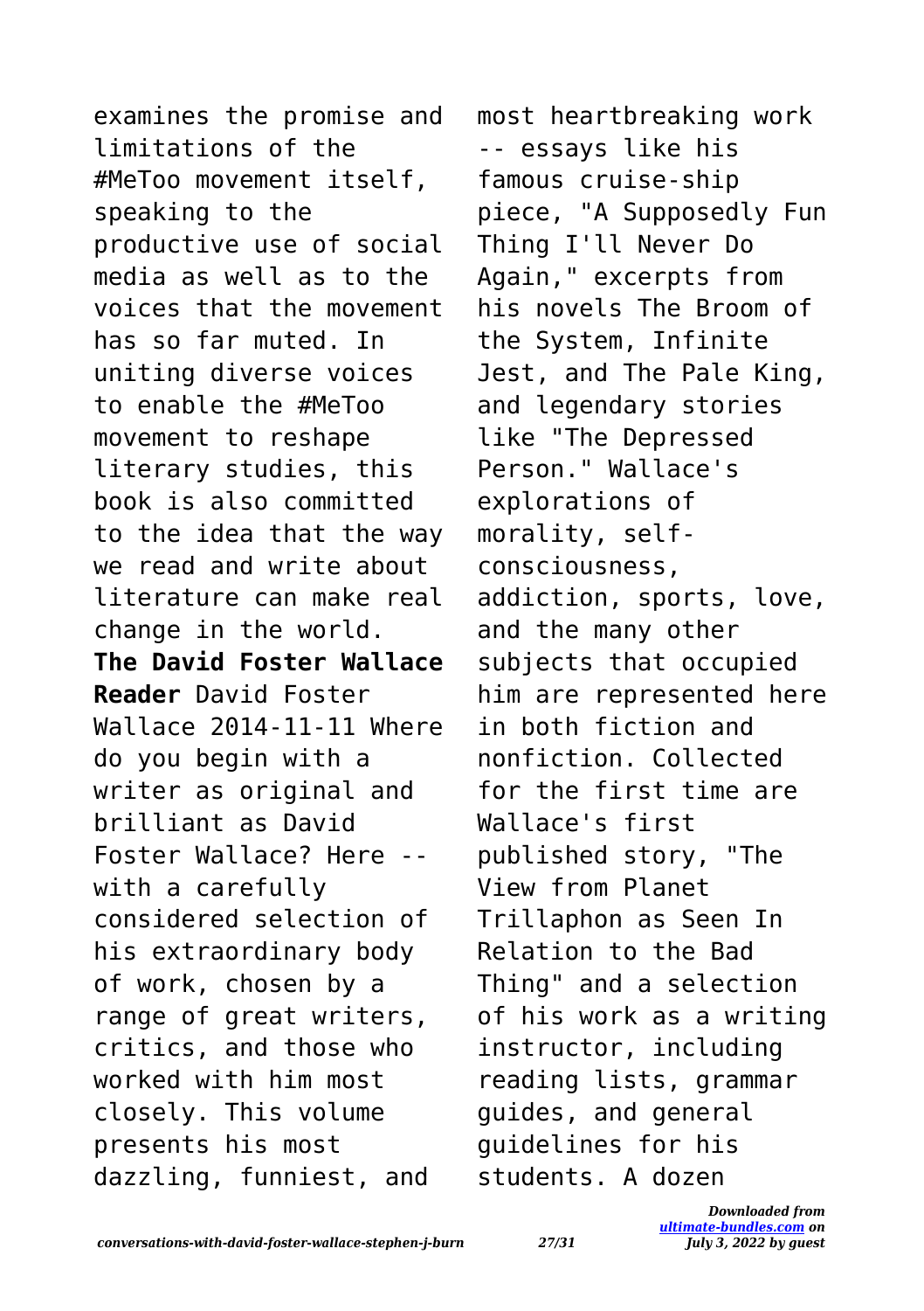examines the promise and limitations of the #MeToo movement itself, speaking to the productive use of social media as well as to the voices that the movement has so far muted. In uniting diverse voices to enable the #MeToo movement to reshape literary studies, this book is also committed to the idea that the way we read and write about literature can make real change in the world.

**The David Foster Wallace Reader** David Foster Wallace 2014-11-11 Where do you begin with a writer as original and brilliant as David Foster Wallace? Here -- with a carefully considered selection of his extraordinary body of work, chosen by a range of great writers, critics, and those who worked with him most closely. This volume presents his most dazzling, funniest, and most heartbreaking work -- essays like his famous cruise-ship piece, "A Supposedly Fun Thing I'll Never Do Again," excerpts from his novels The Broom of the System, Infinite Jest, and The Pale King, and legendary stories like "The Depressed Person." Wallace's explorations of morality, self-consciousness, addiction, sports, love, and the many other subjects that occupied him are represented here in both fiction and nonfiction. Collected for the first time are Wallace's first published story, "The View from Planet Trillaphon as Seen In Relation to the Bad Thing" and a selection of his work as a writing instructor, including reading lists, grammar guides, and general guidelines for his students. A dozen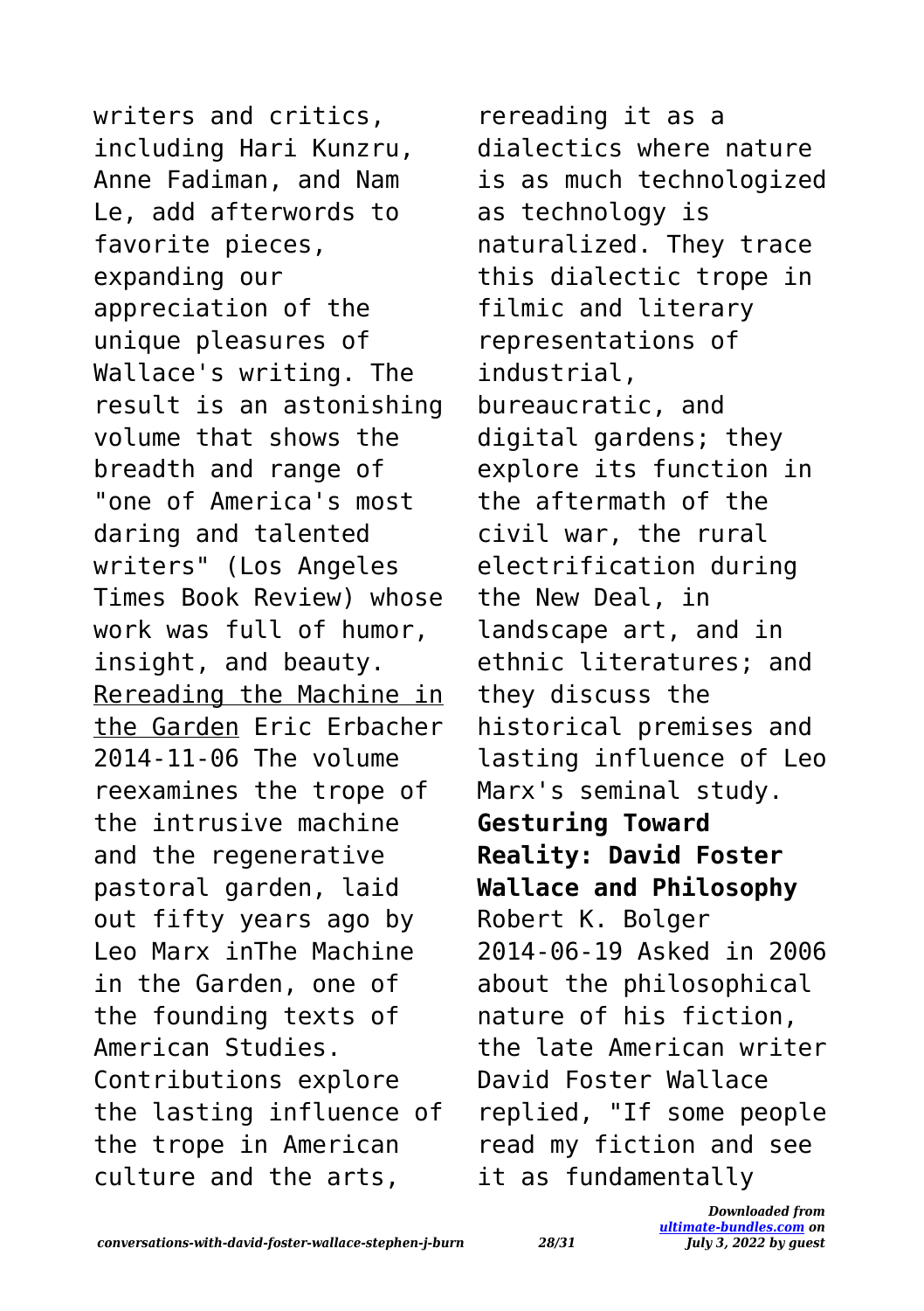writers and critics, including Hari Kunzru, Anne Fadiman, and Nam Le, add afterwords to favorite pieces, expanding our appreciation of the unique pleasures of Wallace's writing. The result is an astonishing volume that shows the breadth and range of "one of America's most daring and talented writers" (Los Angeles Times Book Review) whose work was full of humor, insight, and beauty.

Rereading the Machine in the Garden Eric Erbacher 2014-11-06 The volume reexamines the trope of the intrusive machine and the regenerative pastoral garden, laid out fifty years ago by Leo Marx inThe Machine in the Garden, one of the founding texts of American Studies. Contributions explore the lasting influence of the trope in American culture and the arts, rereading it as a dialectics where nature is as much technologized as technology is naturalized. They trace this dialectic trope in filmic and literary representations of industrial, bureaucratic, and digital gardens; they explore its function in the aftermath of the civil war, the rural electrification during the New Deal, in landscape art, and in ethnic literatures; and they discuss the historical premises and lasting influence of Leo Marx's seminal study.

**Gesturing Toward Reality: David Foster Wallace and Philosophy** Robert K. Bolger 2014-06-19 Asked in 2006 about the philosophical nature of his fiction, the late American writer David Foster Wallace replied, "If some people read my fiction and see it as fundamentally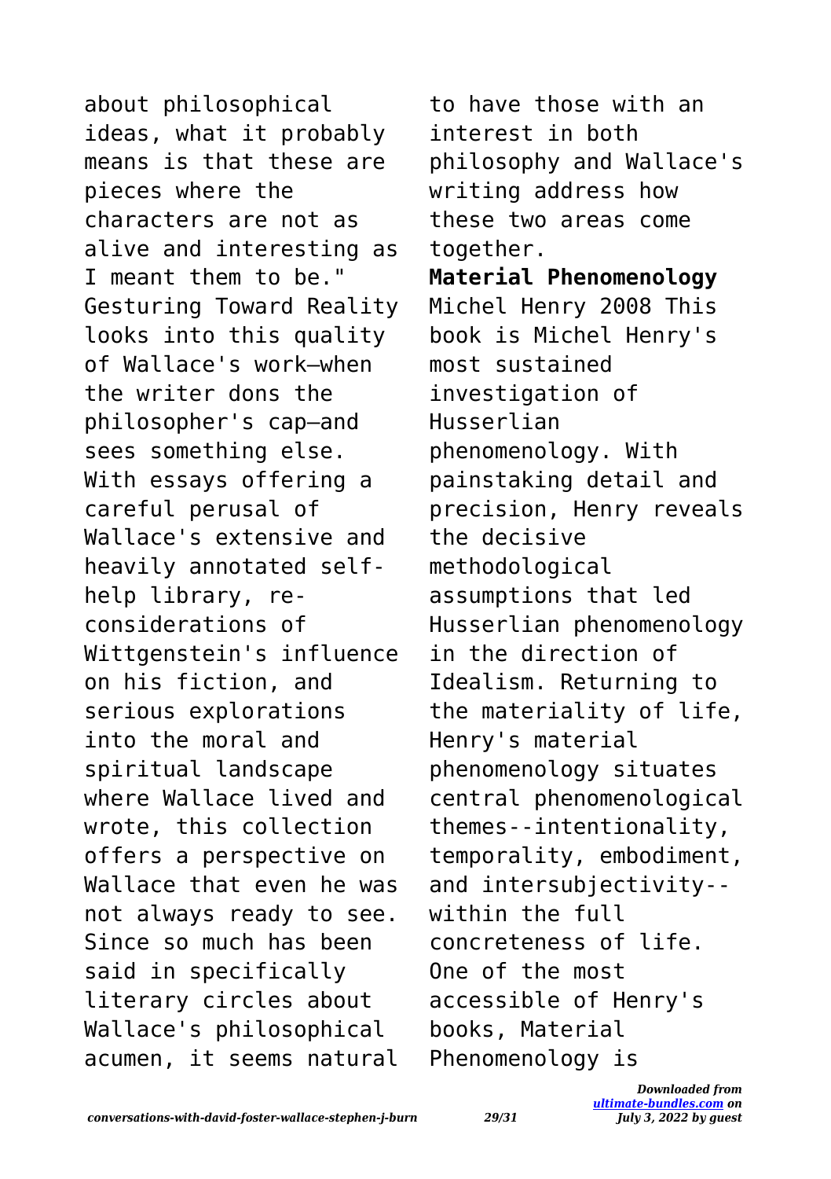about philosophical ideas, what it probably means is that these are pieces where the characters are not as alive and interesting as I meant them to be." Gesturing Toward Reality looks into this quality of Wallace's work—when the writer dons the philosopher's cap—and sees something else. With essays offering a careful perusal of Wallace's extensive and heavily annotated self-help library, re-considerations of Wittgenstein's influence on his fiction, and serious explorations into the moral and spiritual landscape where Wallace lived and wrote, this collection offers a perspective on Wallace that even he was not always ready to see. Since so much has been said in specifically literary circles about Wallace's philosophical acumen, it seems natural to have those with an interest in both philosophy and Wallace's writing address how these two areas come together.

**Material Phenomenology**

Michel Henry 2008 This book is Michel Henry's most sustained investigation of Husserlian phenomenology. With painstaking detail and precision, Henry reveals the decisive methodological assumptions that led Husserlian phenomenology in the direction of Idealism. Returning to the materiality of life, Henry's material phenomenology situates central phenomenological themes--intentionality, temporality, embodiment, and intersubjectivity--within the full concreteness of life. One of the most accessible of Henry's books, Material Phenomenology is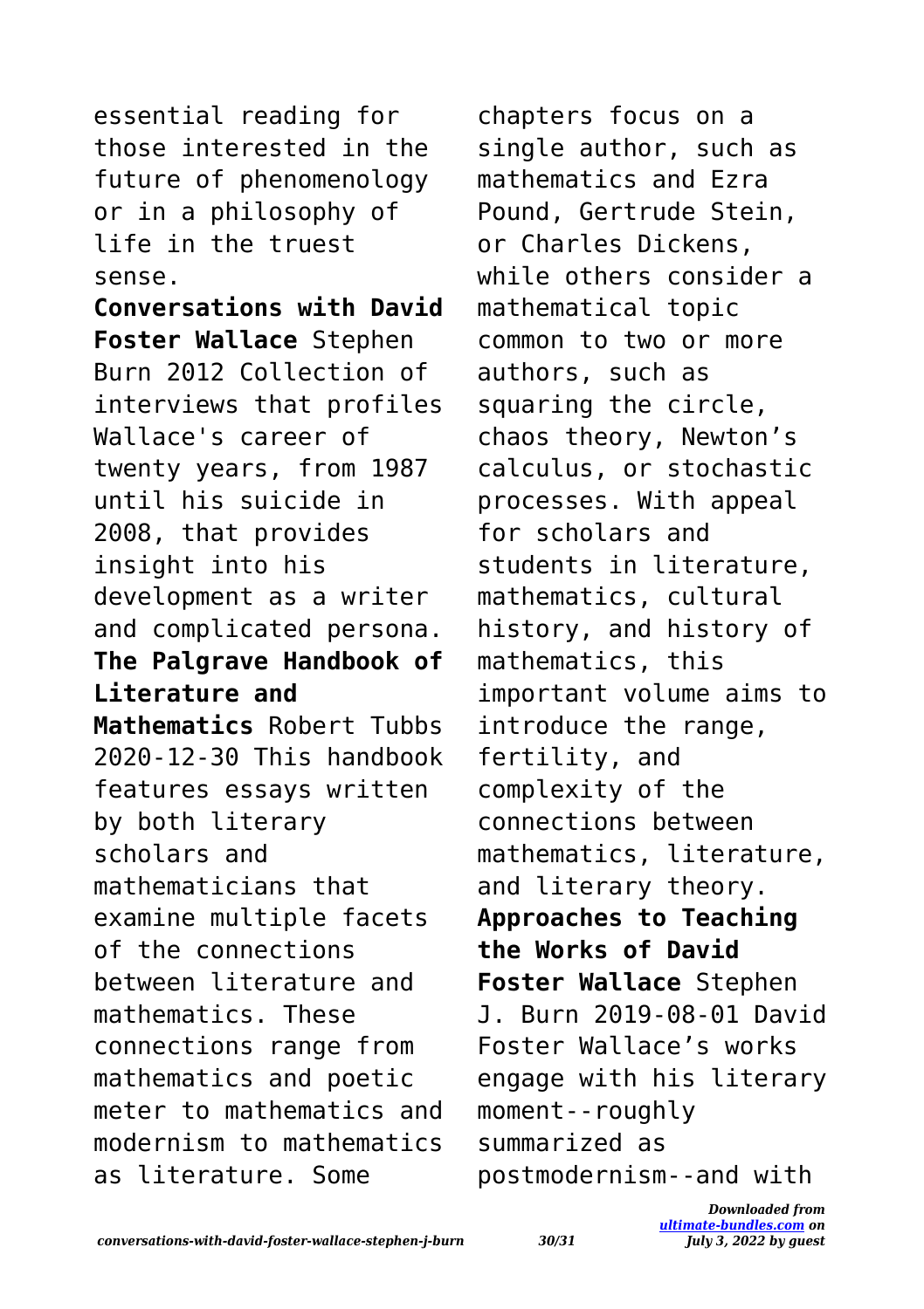essential reading for those interested in the future of phenomenology or in a philosophy of life in the truest sense.

**Conversations with David Foster Wallace** Stephen Burn 2012 Collection of interviews that profiles Wallace's career of twenty years, from 1987 until his suicide in 2008, that provides insight into his development as a writer and complicated persona.

**The Palgrave Handbook of Literature and Mathematics** Robert Tubbs 2020-12-30 This handbook features essays written by both literary scholars and mathematicians that examine multiple facets of the connections between literature and mathematics. These connections range from mathematics and poetic meter to mathematics and modernism to mathematics as literature. Some chapters focus on a single author, such as mathematics and Ezra Pound, Gertrude Stein, or Charles Dickens, while others consider a mathematical topic common to two or more authors, such as squaring the circle, chaos theory, Newton's calculus, or stochastic processes. With appeal for scholars and students in literature, mathematics, cultural history, and history of mathematics, this important volume aims to introduce the range, fertility, and complexity of the connections between mathematics, literature, and literary theory.

**Approaches to Teaching the Works of David Foster Wallace** Stephen J. Burn 2019-08-01 David Foster Wallace's works engage with his literary moment--roughly summarized as postmodernism--and with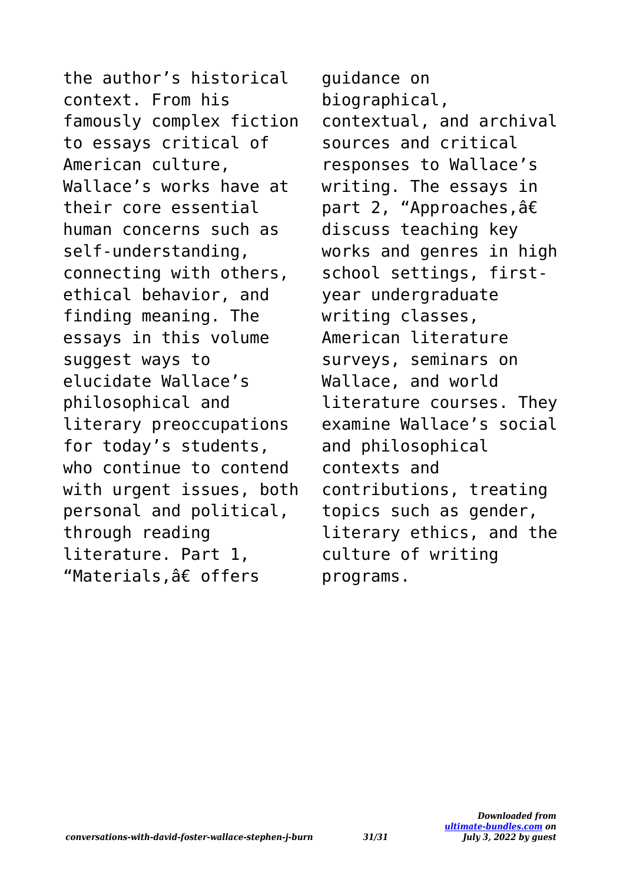the author’s historical context. From his famously complex fiction to essays critical of American culture, Wallace’s works have at their core essential human concerns such as self-understanding, connecting with others, ethical behavior, and finding meaning. The essays in this volume suggest ways to elucidate Wallace’s philosophical and literary preoccupations for today’s students, who continue to contend with urgent issues, both personal and political, through reading literature. Part 1, “Materials,â€ offers guidance on biographical, contextual, and archival sources and critical responses to Wallace’s writing. The essays in part 2, “Approaches,â€ discuss teaching key works and genres in high school settings, first-year undergraduate writing classes, American literature surveys, seminars on Wallace, and world literature courses. They examine Wallace’s social and philosophical contexts and contributions, treating topics such as gender, literary ethics, and the culture of writing programs.